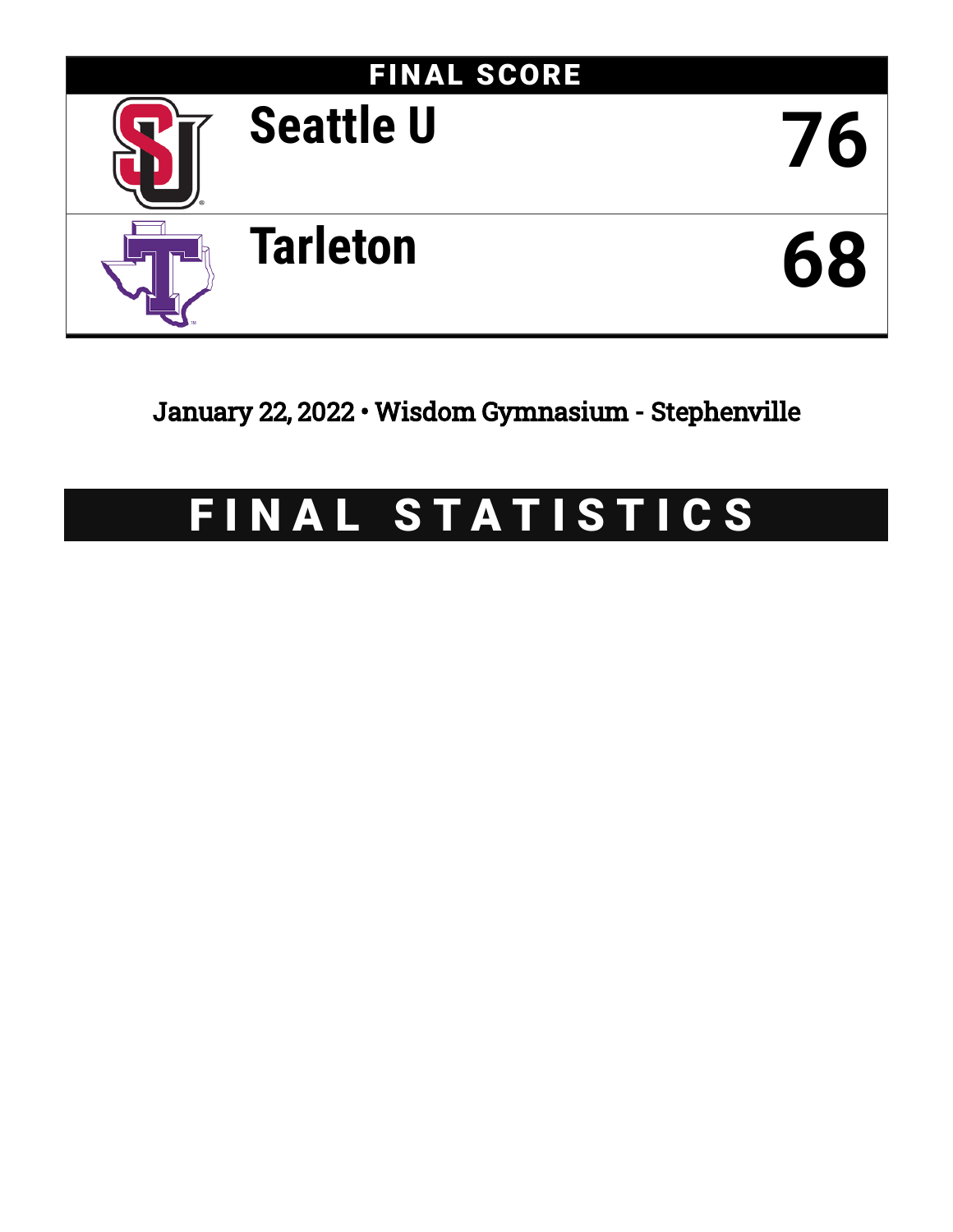## FINAL SCORE

| | |
|---|---|
| Seattle U | 76 |
| Tarleton | 68 |

January 22, 2022 • Wisdom Gymnasium - Stephenville

# FINAL STATISTICS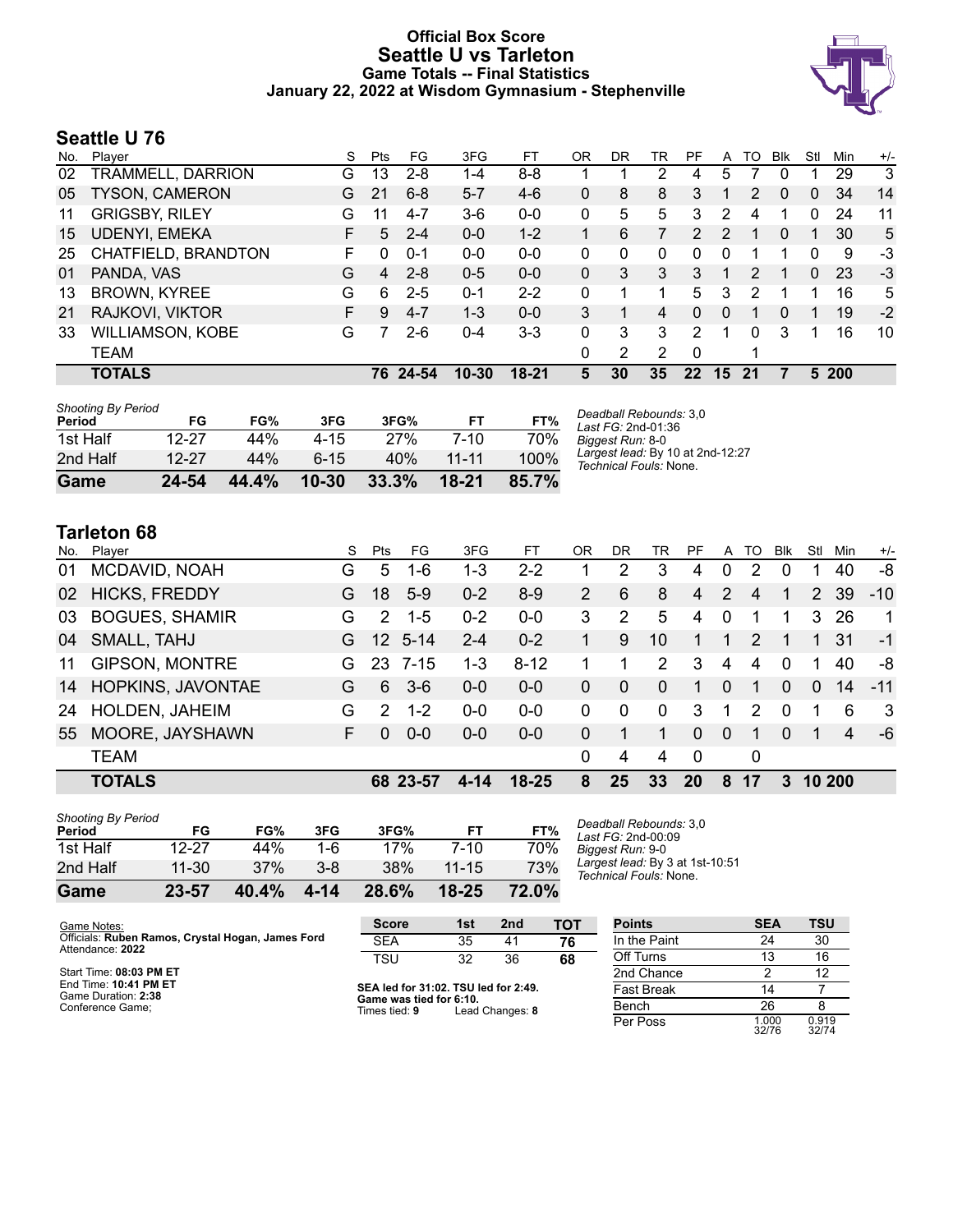# Official Box Score
# Seattle U vs Tarleton
## Game Totals -- Final Statistics
### January 22, 2022 at Wisdom Gymnasium - Stephenville

## Seattle U 76

| No. | Player | S | Pts | FG | 3FG | FT | OR | DR | TR | PF | A | TO | Blk | Stl | Min | +/- |
|---|---|---|---|---|---|---|---|---|---|---|---|---|---|---|---|---|
| 02 | TRAMMELL, DARRION | G | 13 | 2-8 | 1-4 | 8-8 | 1 | 1 | 2 | 4 | 5 | 7 | 0 | 1 | 29 | 3 |
| 05 | TYSON, CAMERON | G | 21 | 6-8 | 5-7 | 4-6 | 0 | 8 | 8 | 3 | 1 | 2 | 0 | 0 | 34 | 14 |
| 11 | GRIGSBY, RILEY | G | 11 | 4-7 | 3-6 | 0-0 | 0 | 5 | 5 | 3 | 2 | 4 | 1 | 0 | 24 | 11 |
| 15 | UDENYI, EMEKA | F | 5 | 2-4 | 0-0 | 1-2 | 1 | 6 | 7 | 2 | 2 | 1 | 0 | 1 | 30 | 5 |
| 25 | CHATFIELD, BRANDTON | F | 0 | 0-1 | 0-0 | 0-0 | 0 | 0 | 0 | 0 | 0 | 1 | 1 | 0 | 9 | -3 |
| 01 | PANDA, VAS | G | 4 | 2-8 | 0-5 | 0-0 | 0 | 3 | 3 | 3 | 1 | 2 | 1 | 0 | 23 | -3 |
| 13 | BROWN, KYREE | G | 6 | 2-5 | 0-1 | 2-2 | 0 | 1 | 1 | 5 | 3 | 2 | 1 | 1 | 16 | 5 |
| 21 | RAJKOVI, VIKTOR | F | 9 | 4-7 | 1-3 | 0-0 | 3 | 1 | 4 | 0 | 0 | 1 | 0 | 1 | 19 | -2 |
| 33 | WILLIAMSON, KOBE | G | 7 | 2-6 | 0-4 | 3-3 | 0 | 3 | 3 | 2 | 1 | 0 | 3 | 1 | 16 | 10 |
| | TEAM | | | | | | 0 | 2 | 2 | 0 | | 1 | | | | |
| | **TOTALS** | | **76** | **24-54** | **10-30** | **18-21** | **5** | **30** | **35** | **22** | **15** | **21** | **7** | **5** | **200** | |

*Shooting By Period*

| Period | FG | FG% | 3FG | 3FG% | FT | FT% |
|---|---|---|---|---|---|---|
| 1st Half | 12-27 | 44% | 4-15 | 27% | 7-10 | 70% |
| 2nd Half | 12-27 | 44% | 6-15 | 40% | 11-11 | 100% |
| **Game** | **24-54** | **44.4%** | **10-30** | **33.3%** | **18-21** | **85.7%** |

*Deadball Rebounds:* 3,0
*Last FG:* 2nd-01:36
*Biggest Run:* 8-0
*Largest lead:* By 10 at 2nd-12:27
*Technical Fouls:* None.

## Tarleton 68

| No. | Player | S | Pts | FG | 3FG | FT | OR | DR | TR | PF | A | TO | Blk | Stl | Min | +/- |
|---|---|---|---|---|---|---|---|---|---|---|---|---|---|---|---|---|
| 01 | MCDAVID, NOAH | G | 5 | 1-6 | 1-3 | 2-2 | 1 | 2 | 3 | 4 | 0 | 2 | 0 | 1 | 40 | -8 |
| 02 | HICKS, FREDDY | G | 18 | 5-9 | 0-2 | 8-9 | 2 | 6 | 8 | 4 | 2 | 4 | 1 | 2 | 39 | -10 |
| 03 | BOGUES, SHAMIR | G | 2 | 1-5 | 0-2 | 0-0 | 3 | 2 | 5 | 4 | 0 | 1 | 1 | 3 | 26 | 1 |
| 04 | SMALL, TAHJ | G | 12 | 5-14 | 2-4 | 0-2 | 1 | 9 | 10 | 1 | 1 | 2 | 1 | 1 | 31 | -1 |
| 11 | GIPSON, MONTRE | G | 23 | 7-15 | 1-3 | 8-12 | 1 | 1 | 2 | 3 | 4 | 4 | 0 | 1 | 40 | -8 |
| 14 | HOPKINS, JAVONTAE | G | 6 | 3-6 | 0-0 | 0-0 | 0 | 0 | 0 | 1 | 0 | 1 | 0 | 0 | 14 | -11 |
| 24 | HOLDEN, JAHEIM | G | 2 | 1-2 | 0-0 | 0-0 | 0 | 0 | 0 | 3 | 1 | 2 | 0 | 1 | 6 | 3 |
| 55 | MOORE, JAYSHAWN | F | 0 | 0-0 | 0-0 | 0-0 | 0 | 1 | 1 | 0 | 0 | 1 | 0 | 1 | 4 | -6 |
| | TEAM | | | | | | 0 | 4 | 4 | 0 | | 0 | | | | |
| | **TOTALS** | | **68** | **23-57** | **4-14** | **18-25** | **8** | **25** | **33** | **20** | **8** | **17** | **3** | **10** | **200** | |

*Shooting By Period*

| Period | FG | FG% | 3FG | 3FG% | FT | FT% |
|---|---|---|---|---|---|---|
| 1st Half | 12-27 | 44% | 1-6 | 17% | 7-10 | 70% |
| 2nd Half | 11-30 | 37% | 3-8 | 38% | 11-15 | 73% |
| **Game** | **23-57** | **40.4%** | **4-14** | **28.6%** | **18-25** | **72.0%** |

*Deadball Rebounds:* 3,0
*Last FG:* 2nd-00:09
*Biggest Run:* 9-0
*Largest lead:* By 3 at 1st-10:51
*Technical Fouls:* None.

Game Notes:
Officials: **Ruben Ramos, Crystal Hogan, James Ford**
Attendance: **2022**

Start Time: **08:03 PM ET**
End Time: **10:41 PM ET**
Game Duration: **2:38**
Conference Game;

| Score | 1st | 2nd | TOT |
|---|---|---|---|
| SEA | 35 | 41 | **76** |
| TSU | 32 | 36 | **68** |

**SEA led for 31:02. TSU led for 2:49.**
**Game was tied for 6:10.**
Times tied: **9** Lead Changes: **8**

| Points | SEA | TSU |
|---|---|---|
| In the Paint | 24 | 30 |
| Off Turns | 13 | 16 |
| 2nd Chance | 2 | 12 |
| Fast Break | 14 | 7 |
| Bench | 26 | 8 |
| Per Poss | 1.000 32/76 | 0.919 32/74 |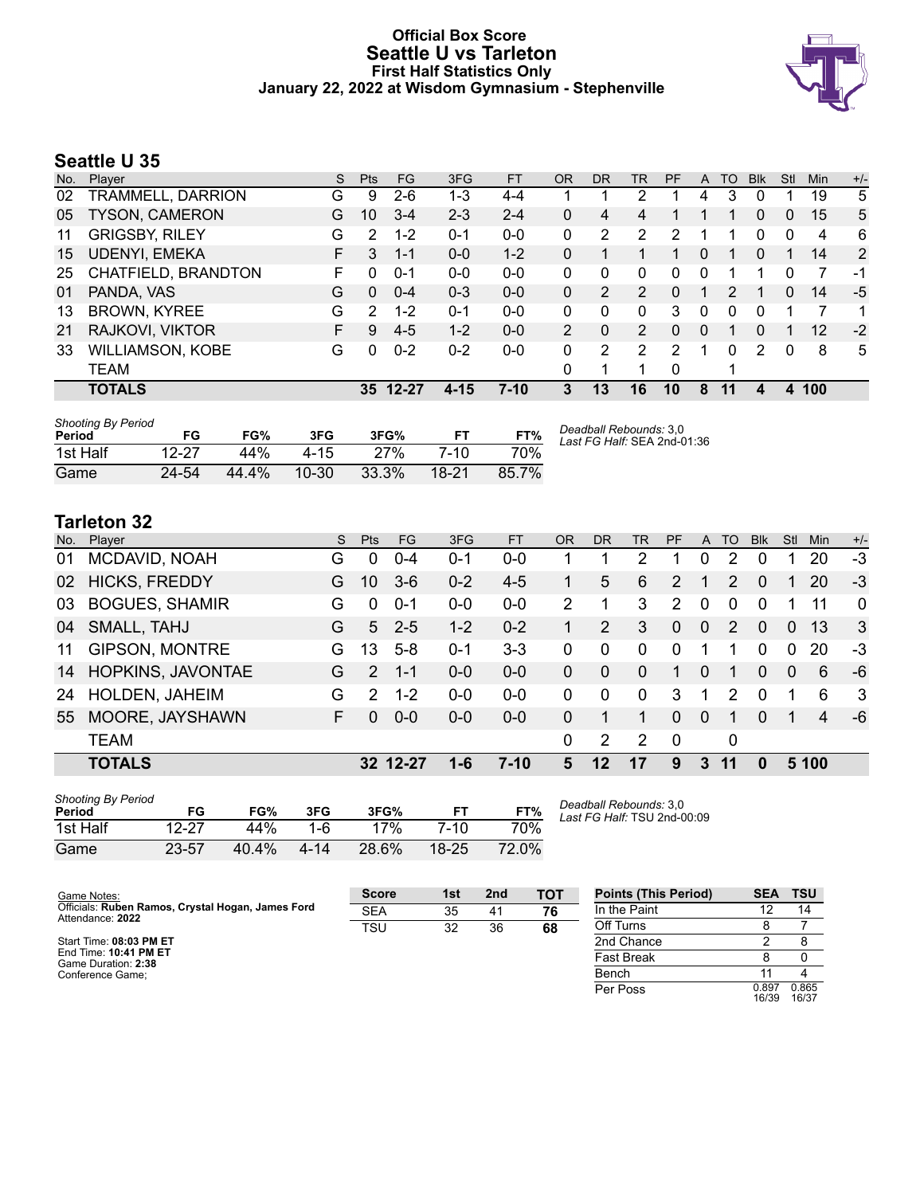# Official Box Score
## Seattle U vs Tarleton
### First Half Statistics Only
### January 22, 2022 at Wisdom Gymnasium - Stephenville

## Seattle U 35

| No. | Player | S | Pts | FG | 3FG | FT | OR | DR | TR | PF | A | TO | Blk | Stl | Min | +/- |
|---|---|---|---|---|---|---|---|---|---|---|---|---|---|---|---|---|
| 02 | TRAMMELL, DARRION | G | 9 | 2-6 | 1-3 | 4-4 | 1 | 1 | 2 | 1 | 4 | 3 | 0 | 1 | 19 | 5 |
| 05 | TYSON, CAMERON | G | 10 | 3-4 | 2-3 | 2-4 | 0 | 4 | 4 | 1 | 1 | 1 | 0 | 0 | 15 | 5 |
| 11 | GRIGSBY, RILEY | G | 2 | 1-2 | 0-1 | 0-0 | 0 | 2 | 2 | 2 | 1 | 1 | 0 | 0 | 4 | 6 |
| 15 | UDENYI, EMEKA | F | 3 | 1-1 | 0-0 | 1-2 | 0 | 1 | 1 | 1 | 0 | 1 | 0 | 1 | 14 | 2 |
| 25 | CHATFIELD, BRANDTON | F | 0 | 0-1 | 0-0 | 0-0 | 0 | 0 | 0 | 0 | 0 | 1 | 1 | 0 | 7 | -1 |
| 01 | PANDA, VAS | G | 0 | 0-4 | 0-3 | 0-0 | 0 | 2 | 2 | 0 | 1 | 2 | 1 | 0 | 14 | -5 |
| 13 | BROWN, KYREE | G | 2 | 1-2 | 0-1 | 0-0 | 0 | 0 | 0 | 3 | 0 | 0 | 0 | 1 | 7 | 1 |
| 21 | RAJKOVI, VIKTOR | F | 9 | 4-5 | 1-2 | 0-0 | 2 | 0 | 2 | 0 | 0 | 1 | 0 | 1 | 12 | -2 |
| 33 | WILLIAMSON, KOBE | G | 0 | 0-2 | 0-2 | 0-0 | 0 | 2 | 2 | 2 | 1 | 0 | 2 | 0 | 8 | 5 |
| | TEAM | | | | | | 0 | 1 | 1 | 0 | | 1 | | | | |
| | **TOTALS** | | **35** | **12-27** | **4-15** | **7-10** | **3** | **13** | **16** | **10** | **8** | **11** | **4** | **4** | **100** | |

*Shooting By Period*

| Period | FG | FG% | 3FG | 3FG% | FT | FT% |
|---|---|---|---|---|---|---|
| 1st Half | 12-27 | 44% | 4-15 | 27% | 7-10 | 70% |
| Game | 24-54 | 44.4% | 10-30 | 33.3% | 18-21 | 85.7% |

*Deadball Rebounds:* 3,0
*Last FG Half:* SEA 2nd-01:36

## Tarleton 32

| No. | Player | S | Pts | FG | 3FG | FT | OR | DR | TR | PF | A | TO | Blk | Stl | Min | +/- |
|---|---|---|---|---|---|---|---|---|---|---|---|---|---|---|---|---|
| 01 | MCDAVID, NOAH | G | 0 | 0-4 | 0-1 | 0-0 | 1 | 1 | 2 | 1 | 0 | 2 | 0 | 1 | 20 | -3 |
| 02 | HICKS, FREDDY | G | 10 | 3-6 | 0-2 | 4-5 | 1 | 5 | 6 | 2 | 1 | 2 | 0 | 1 | 20 | -3 |
| 03 | BOGUES, SHAMIR | G | 0 | 0-1 | 0-0 | 0-0 | 2 | 1 | 3 | 2 | 0 | 0 | 0 | 1 | 11 | 0 |
| 04 | SMALL, TAHJ | G | 5 | 2-5 | 1-2 | 0-2 | 1 | 2 | 3 | 0 | 0 | 2 | 0 | 0 | 13 | 3 |
| 11 | GIPSON, MONTRE | G | 13 | 5-8 | 0-1 | 3-3 | 0 | 0 | 0 | 0 | 1 | 1 | 0 | 0 | 20 | -3 |
| 14 | HOPKINS, JAVONTAE | G | 2 | 1-1 | 0-0 | 0-0 | 0 | 0 | 0 | 1 | 0 | 1 | 0 | 0 | 6 | -6 |
| 24 | HOLDEN, JAHEIM | G | 2 | 1-2 | 0-0 | 0-0 | 0 | 0 | 0 | 3 | 1 | 2 | 0 | 1 | 6 | 3 |
| 55 | MOORE, JAYSHAWN | F | 0 | 0-0 | 0-0 | 0-0 | 0 | 1 | 1 | 0 | 0 | 1 | 0 | 1 | 4 | -6 |
| | TEAM | | | | | | 0 | 2 | 2 | 0 | | 0 | | | | |
| | **TOTALS** | | **32** | **12-27** | **1-6** | **7-10** | **5** | **12** | **17** | **9** | **3** | **11** | **0** | **5** | **100** | |

*Shooting By Period*

| Period | FG | FG% | 3FG | 3FG% | FT | FT% |
|---|---|---|---|---|---|---|
| 1st Half | 12-27 | 44% | 1-6 | 17% | 7-10 | 70% |
| Game | 23-57 | 40.4% | 4-14 | 28.6% | 18-25 | 72.0% |

*Deadball Rebounds:* 3,0
*Last FG Half:* TSU 2nd-00:09

Game Notes:
Officials: **Ruben Ramos, Crystal Hogan, James Ford**
Attendance: **2022**

Start Time: **08:03 PM ET**
End Time: **10:41 PM ET**
Game Duration: **2:38**
Conference Game;

| Score | 1st | 2nd | TOT |
|---|---|---|---|
| SEA | 35 | 41 | **76** |
| TSU | 32 | 36 | **68** |

| Points (This Period) | SEA | TSU |
|---|---|---|
| In the Paint | 12 | 14 |
| Off Turns | 8 | 7 |
| 2nd Chance | 2 | 8 |
| Fast Break | 8 | 0 |
| Bench | 11 | 4 |
| Per Poss | 0.897 16/39 | 0.865 16/37 |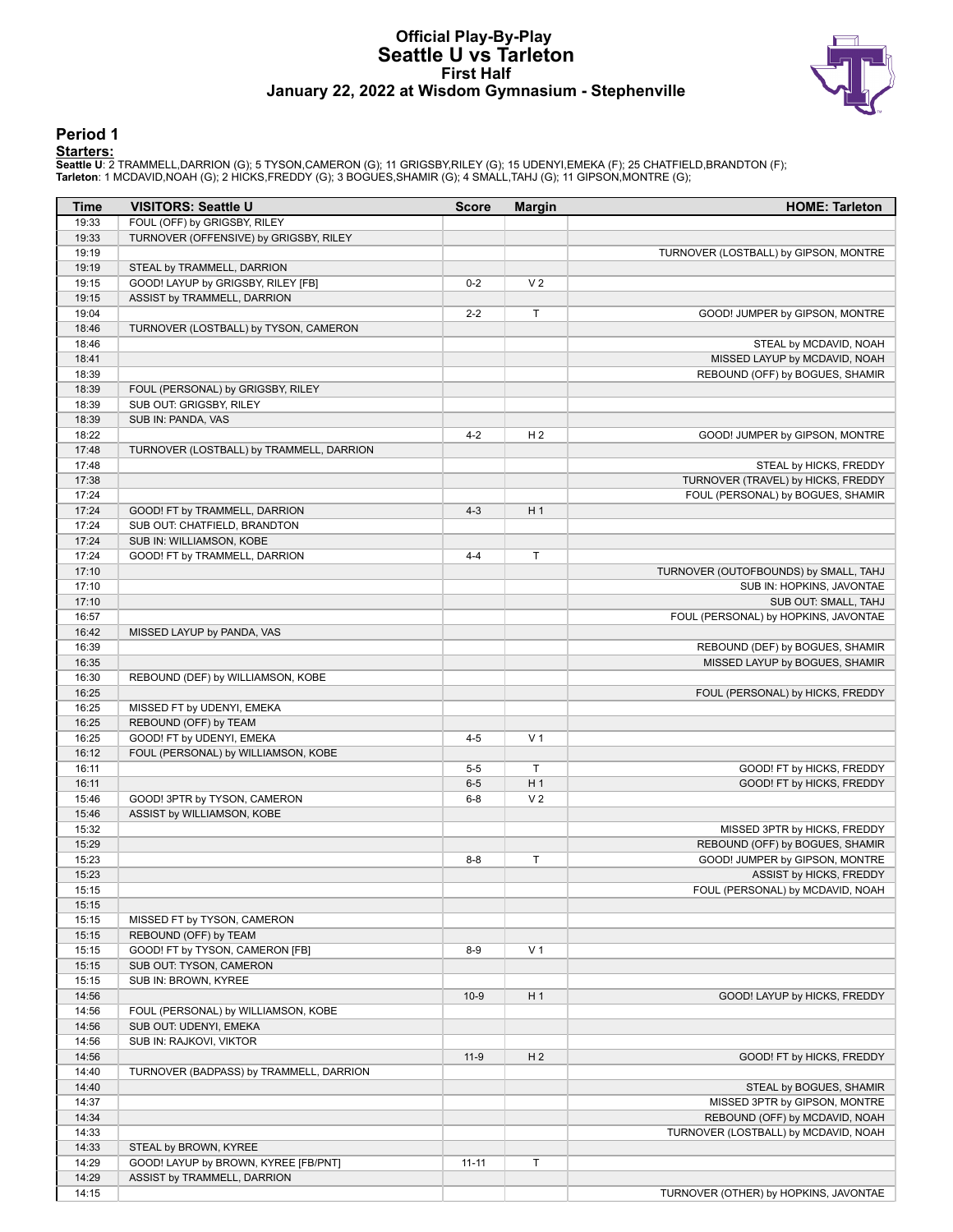# Official Play-By-Play
## Seattle U vs Tarleton
### First Half
### January 22, 2022 at Wisdom Gymnasium - Stephenville

## Period 1

**Starters:**

**Seattle U**: 2 TRAMMELL,DARRION (G); 5 TYSON,CAMERON (G); 11 GRIGSBY,RILEY (G); 15 UDENYI,EMEKA (F); 25 CHATFIELD,BRANDTON (F);
**Tarleton**: 1 MCDAVID,NOAH (G); 2 HICKS,FREDDY (G); 3 BOGUES,SHAMIR (G); 4 SMALL,TAHJ (G); 11 GIPSON,MONTRE (G);

| Time | VISITORS: Seattle U | Score | Margin | HOME: Tarleton |
|---|---|---|---|---|
| 19:33 | FOUL (OFF) by GRIGSBY, RILEY | | | |
| 19:33 | TURNOVER (OFFENSIVE) by GRIGSBY, RILEY | | | |
| 19:19 | | | | TURNOVER (LOSTBALL) by GIPSON, MONTRE |
| 19:19 | STEAL by TRAMMELL, DARRION | | | |
| 19:15 | GOOD! LAYUP by GRIGSBY, RILEY [FB] | 0-2 | V 2 | |
| 19:15 | ASSIST by TRAMMELL, DARRION | | | |
| 19:04 | | 2-2 | T | GOOD! JUMPER by GIPSON, MONTRE |
| 18:46 | TURNOVER (LOSTBALL) by TYSON, CAMERON | | | |
| 18:46 | | | | STEAL by MCDAVID, NOAH |
| 18:41 | | | | MISSED LAYUP by MCDAVID, NOAH |
| 18:39 | | | | REBOUND (OFF) by BOGUES, SHAMIR |
| 18:39 | FOUL (PERSONAL) by GRIGSBY, RILEY | | | |
| 18:39 | SUB OUT: GRIGSBY, RILEY | | | |
| 18:39 | SUB IN: PANDA, VAS | | | |
| 18:22 | | 4-2 | H 2 | GOOD! JUMPER by GIPSON, MONTRE |
| 17:48 | TURNOVER (LOSTBALL) by TRAMMELL, DARRION | | | |
| 17:48 | | | | STEAL by HICKS, FREDDY |
| 17:38 | | | | TURNOVER (TRAVEL) by HICKS, FREDDY |
| 17:24 | | | | FOUL (PERSONAL) by BOGUES, SHAMIR |
| 17:24 | GOOD! FT by TRAMMELL, DARRION | 4-3 | H 1 | |
| 17:24 | SUB OUT: CHATFIELD, BRANDTON | | | |
| 17:24 | SUB IN: WILLIAMSON, KOBE | | | |
| 17:24 | GOOD! FT by TRAMMELL, DARRION | 4-4 | T | |
| 17:10 | | | | TURNOVER (OUTOFBOUNDS) by SMALL, TAHJ |
| 17:10 | | | | SUB IN: HOPKINS, JAVONTAE |
| 17:10 | | | | SUB OUT: SMALL, TAHJ |
| 16:57 | | | | FOUL (PERSONAL) by HOPKINS, JAVONTAE |
| 16:42 | MISSED LAYUP by PANDA, VAS | | | |
| 16:39 | | | | REBOUND (DEF) by BOGUES, SHAMIR |
| 16:35 | | | | MISSED LAYUP by BOGUES, SHAMIR |
| 16:30 | REBOUND (DEF) by WILLIAMSON, KOBE | | | |
| 16:25 | | | | FOUL (PERSONAL) by HICKS, FREDDY |
| 16:25 | MISSED FT by UDENYI, EMEKA | | | |
| 16:25 | REBOUND (OFF) by TEAM | | | |
| 16:25 | GOOD! FT by UDENYI, EMEKA | 4-5 | V 1 | |
| 16:12 | FOUL (PERSONAL) by WILLIAMSON, KOBE | | | |
| 16:11 | | 5-5 | T | GOOD! FT by HICKS, FREDDY |
| 16:11 | | 6-5 | H 1 | GOOD! FT by HICKS, FREDDY |
| 15:46 | GOOD! 3PTR by TYSON, CAMERON | 6-8 | V 2 | |
| 15:46 | ASSIST by WILLIAMSON, KOBE | | | |
| 15:32 | | | | MISSED 3PTR by HICKS, FREDDY |
| 15:29 | | | | REBOUND (OFF) by BOGUES, SHAMIR |
| 15:23 | | 8-8 | T | GOOD! JUMPER by GIPSON, MONTRE |
| 15:23 | | | | ASSIST by HICKS, FREDDY |
| 15:15 | | | | FOUL (PERSONAL) by MCDAVID, NOAH |
| 15:15 | | | | |
| 15:15 | MISSED FT by TYSON, CAMERON | | | |
| 15:15 | REBOUND (OFF) by TEAM | | | |
| 15:15 | GOOD! FT by TYSON, CAMERON [FB] | 8-9 | V 1 | |
| 15:15 | SUB OUT: TYSON, CAMERON | | | |
| 15:15 | SUB IN: BROWN, KYREE | | | |
| 14:56 | | 10-9 | H 1 | GOOD! LAYUP by HICKS, FREDDY |
| 14:56 | FOUL (PERSONAL) by WILLIAMSON, KOBE | | | |
| 14:56 | SUB OUT: UDENYI, EMEKA | | | |
| 14:56 | SUB IN: RAJKOVI, VIKTOR | | | |
| 14:56 | | 11-9 | H 2 | GOOD! FT by HICKS, FREDDY |
| 14:40 | TURNOVER (BADPASS) by TRAMMELL, DARRION | | | |
| 14:40 | | | | STEAL by BOGUES, SHAMIR |
| 14:37 | | | | MISSED 3PTR by GIPSON, MONTRE |
| 14:34 | | | | REBOUND (OFF) by MCDAVID, NOAH |
| 14:33 | | | | TURNOVER (LOSTBALL) by MCDAVID, NOAH |
| 14:33 | STEAL by BROWN, KYREE | | | |
| 14:29 | GOOD! LAYUP by BROWN, KYREE [FB/PNT] | 11-11 | T | |
| 14:29 | ASSIST by TRAMMELL, DARRION | | | |
| 14:15 | | | | TURNOVER (OTHER) by HOPKINS, JAVONTAE |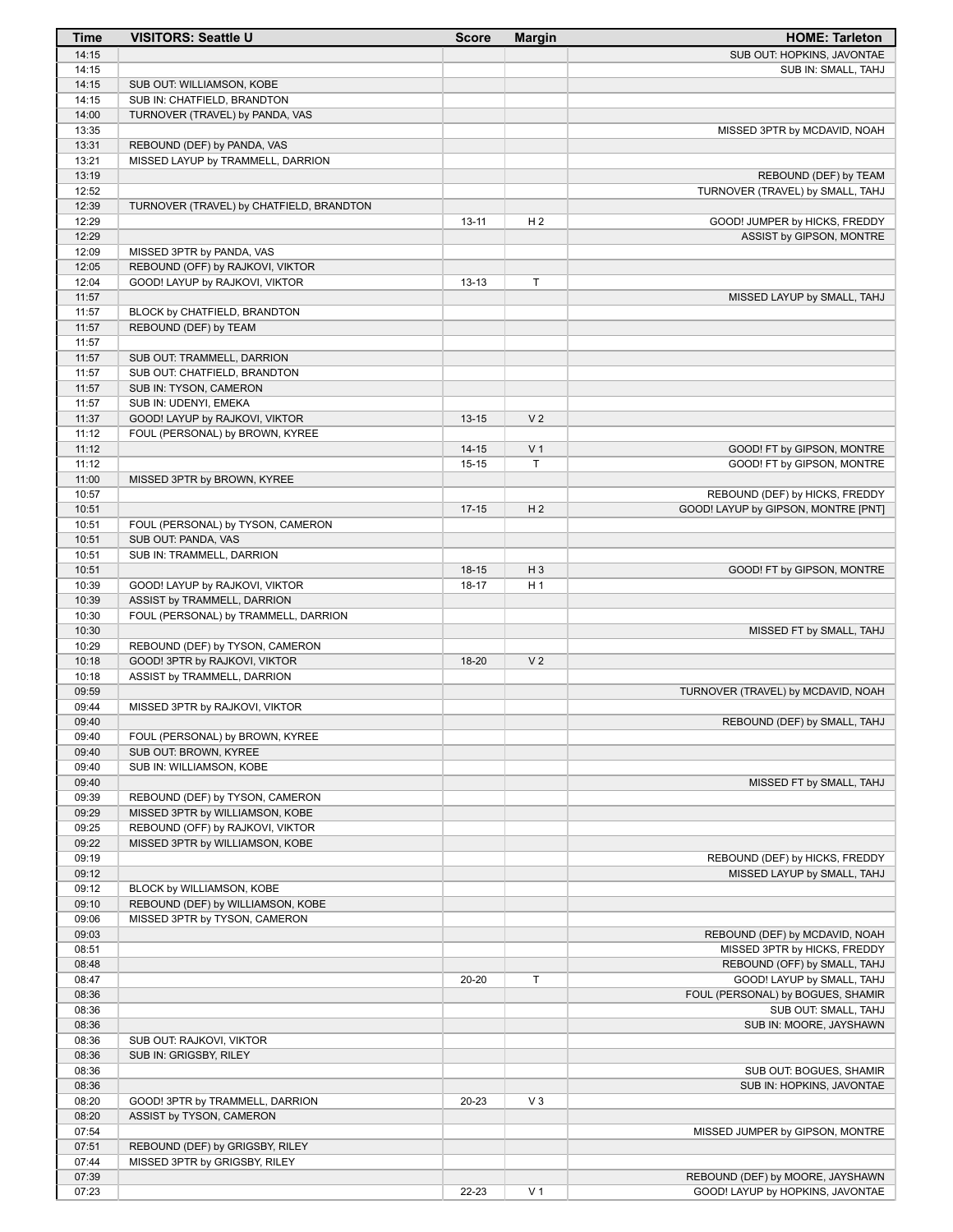| Time | VISITORS: Seattle U | Score | Margin | HOME: Tarleton |
|---|---|---|---|---|
| 14:15 | | | | SUB OUT: HOPKINS, JAVONTAE |
| 14:15 | | | | SUB IN: SMALL, TAHJ |
| 14:15 | SUB OUT: WILLIAMSON, KOBE | | | |
| 14:15 | SUB IN: CHATFIELD, BRANDTON | | | |
| 14:00 | TURNOVER (TRAVEL) by PANDA, VAS | | | |
| 13:35 | | | | MISSED 3PTR by MCDAVID, NOAH |
| 13:31 | REBOUND (DEF) by PANDA, VAS | | | |
| 13:21 | MISSED LAYUP by TRAMMELL, DARRION | | | |
| 13:19 | | | | REBOUND (DEF) by TEAM |
| 12:52 | | | | TURNOVER (TRAVEL) by SMALL, TAHJ |
| 12:39 | TURNOVER (TRAVEL) by CHATFIELD, BRANDTON | | | |
| 12:29 | | 13-11 | H 2 | GOOD! JUMPER by HICKS, FREDDY |
| 12:29 | | | | ASSIST by GIPSON, MONTRE |
| 12:09 | MISSED 3PTR by PANDA, VAS | | | |
| 12:05 | REBOUND (OFF) by RAJKOVI, VIKTOR | | | |
| 12:04 | GOOD! LAYUP by RAJKOVI, VIKTOR | 13-13 | T | |
| 11:57 | | | | MISSED LAYUP by SMALL, TAHJ |
| 11:57 | BLOCK by CHATFIELD, BRANDTON | | | |
| 11:57 | REBOUND (DEF) by TEAM | | | |
| 11:57 | | | | |
| 11:57 | SUB OUT: TRAMMELL, DARRION | | | |
| 11:57 | SUB OUT: CHATFIELD, BRANDTON | | | |
| 11:57 | SUB IN: TYSON, CAMERON | | | |
| 11:57 | SUB IN: UDENYI, EMEKA | | | |
| 11:37 | GOOD! LAYUP by RAJKOVI, VIKTOR | 13-15 | V 2 | |
| 11:12 | FOUL (PERSONAL) by BROWN, KYREE | | | |
| 11:12 | | 14-15 | V 1 | GOOD! FT by GIPSON, MONTRE |
| 11:12 | | 15-15 | T | GOOD! FT by GIPSON, MONTRE |
| 11:00 | MISSED 3PTR by BROWN, KYREE | | | |
| 10:57 | | | | REBOUND (DEF) by HICKS, FREDDY |
| 10:51 | | 17-15 | H 2 | GOOD! LAYUP by GIPSON, MONTRE [PNT] |
| 10:51 | FOUL (PERSONAL) by TYSON, CAMERON | | | |
| 10:51 | SUB OUT: PANDA, VAS | | | |
| 10:51 | SUB IN: TRAMMELL, DARRION | | | |
| 10:51 | | 18-15 | H 3 | GOOD! FT by GIPSON, MONTRE |
| 10:39 | GOOD! LAYUP by RAJKOVI, VIKTOR | 18-17 | H 1 | |
| 10:39 | ASSIST by TRAMMELL, DARRION | | | |
| 10:30 | FOUL (PERSONAL) by TRAMMELL, DARRION | | | |
| 10:30 | | | | MISSED FT by SMALL, TAHJ |
| 10:29 | REBOUND (DEF) by TYSON, CAMERON | | | |
| 10:18 | GOOD! 3PTR by RAJKOVI, VIKTOR | 18-20 | V 2 | |
| 10:18 | ASSIST by TRAMMELL, DARRION | | | |
| 09:59 | | | | TURNOVER (TRAVEL) by MCDAVID, NOAH |
| 09:44 | MISSED 3PTR by RAJKOVI, VIKTOR | | | |
| 09:40 | | | | REBOUND (DEF) by SMALL, TAHJ |
| 09:40 | FOUL (PERSONAL) by BROWN, KYREE | | | |
| 09:40 | SUB OUT: BROWN, KYREE | | | |
| 09:40 | SUB IN: WILLIAMSON, KOBE | | | |
| 09:40 | | | | MISSED FT by SMALL, TAHJ |
| 09:39 | REBOUND (DEF) by TYSON, CAMERON | | | |
| 09:29 | MISSED 3PTR by WILLIAMSON, KOBE | | | |
| 09:25 | REBOUND (OFF) by RAJKOVI, VIKTOR | | | |
| 09:22 | MISSED 3PTR by WILLIAMSON, KOBE | | | |
| 09:19 | | | | REBOUND (DEF) by HICKS, FREDDY |
| 09:12 | | | | MISSED LAYUP by SMALL, TAHJ |
| 09:12 | BLOCK by WILLIAMSON, KOBE | | | |
| 09:10 | REBOUND (DEF) by WILLIAMSON, KOBE | | | |
| 09:06 | MISSED 3PTR by TYSON, CAMERON | | | |
| 09:03 | | | | REBOUND (DEF) by MCDAVID, NOAH |
| 08:51 | | | | MISSED 3PTR by HICKS, FREDDY |
| 08:48 | | | | REBOUND (OFF) by SMALL, TAHJ |
| 08:47 | | 20-20 | T | GOOD! LAYUP by SMALL, TAHJ |
| 08:36 | | | | FOUL (PERSONAL) by BOGUES, SHAMIR |
| 08:36 | | | | SUB OUT: SMALL, TAHJ |
| 08:36 | | | | SUB IN: MOORE, JAYSHAWN |
| 08:36 | SUB OUT: RAJKOVI, VIKTOR | | | |
| 08:36 | SUB IN: GRIGSBY, RILEY | | | |
| 08:36 | | | | SUB OUT: BOGUES, SHAMIR |
| 08:36 | | | | SUB IN: HOPKINS, JAVONTAE |
| 08:20 | GOOD! 3PTR by TRAMMELL, DARRION | 20-23 | V 3 | |
| 08:20 | ASSIST by TYSON, CAMERON | | | |
| 07:54 | | | | MISSED JUMPER by GIPSON, MONTRE |
| 07:51 | REBOUND (DEF) by GRIGSBY, RILEY | | | |
| 07:44 | MISSED 3PTR by GRIGSBY, RILEY | | | |
| 07:39 | | | | REBOUND (DEF) by MOORE, JAYSHAWN |
| 07:23 | | 22-23 | V 1 | GOOD! LAYUP by HOPKINS, JAVONTAE |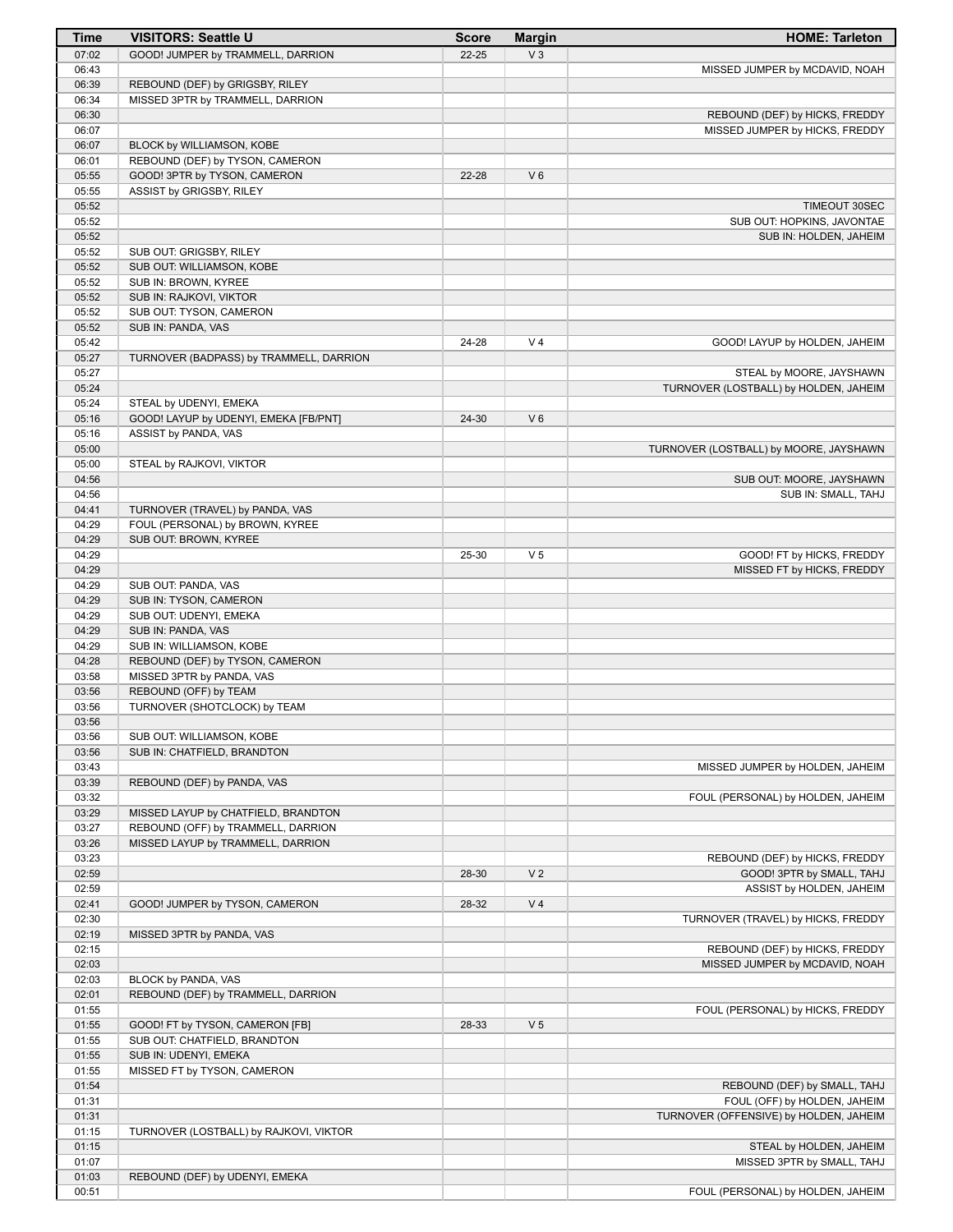| Time | VISITORS: Seattle U | Score | Margin | HOME: Tarleton |
|---|---|---|---|---|
| 07:02 | GOOD! JUMPER by TRAMMELL, DARRION | 22-25 | V 3 | |
| 06:43 | | | | MISSED JUMPER by MCDAVID, NOAH |
| 06:39 | REBOUND (DEF) by GRIGSBY, RILEY | | | |
| 06:34 | MISSED 3PTR by TRAMMELL, DARRION | | | |
| 06:30 | | | | REBOUND (DEF) by HICKS, FREDDY |
| 06:07 | | | | MISSED JUMPER by HICKS, FREDDY |
| 06:07 | BLOCK by WILLIAMSON, KOBE | | | |
| 06:01 | REBOUND (DEF) by TYSON, CAMERON | | | |
| 05:55 | GOOD! 3PTR by TYSON, CAMERON | 22-28 | V 6 | |
| 05:55 | ASSIST by GRIGSBY, RILEY | | | |
| 05:52 | | | | TIMEOUT 30SEC |
| 05:52 | | | | SUB OUT: HOPKINS, JAVONTAE |
| 05:52 | | | | SUB IN: HOLDEN, JAHEIM |
| 05:52 | SUB OUT: GRIGSBY, RILEY | | | |
| 05:52 | SUB OUT: WILLIAMSON, KOBE | | | |
| 05:52 | SUB IN: BROWN, KYREE | | | |
| 05:52 | SUB IN: RAJKOVI, VIKTOR | | | |
| 05:52 | SUB OUT: TYSON, CAMERON | | | |
| 05:52 | SUB IN: PANDA, VAS | | | |
| 05:42 | | 24-28 | V 4 | GOOD! LAYUP by HOLDEN, JAHEIM |
| 05:27 | TURNOVER (BADPASS) by TRAMMELL, DARRION | | | |
| 05:27 | | | | STEAL by MOORE, JAYSHAWN |
| 05:24 | | | | TURNOVER (LOSTBALL) by HOLDEN, JAHEIM |
| 05:24 | STEAL by UDENYI, EMEKA | | | |
| 05:16 | GOOD! LAYUP by UDENYI, EMEKA [FB/PNT] | 24-30 | V 6 | |
| 05:16 | ASSIST by PANDA, VAS | | | |
| 05:00 | | | | TURNOVER (LOSTBALL) by MOORE, JAYSHAWN |
| 05:00 | STEAL by RAJKOVI, VIKTOR | | | |
| 04:56 | | | | SUB OUT: MOORE, JAYSHAWN |
| 04:56 | | | | SUB IN: SMALL, TAHJ |
| 04:41 | TURNOVER (TRAVEL) by PANDA, VAS | | | |
| 04:29 | FOUL (PERSONAL) by BROWN, KYREE | | | |
| 04:29 | SUB OUT: BROWN, KYREE | | | |
| 04:29 | | 25-30 | V 5 | GOOD! FT by HICKS, FREDDY |
| 04:29 | | | | MISSED FT by HICKS, FREDDY |
| 04:29 | SUB OUT: PANDA, VAS | | | |
| 04:29 | SUB IN: TYSON, CAMERON | | | |
| 04:29 | SUB OUT: UDENYI, EMEKA | | | |
| 04:29 | SUB IN: PANDA, VAS | | | |
| 04:29 | SUB IN: WILLIAMSON, KOBE | | | |
| 04:28 | REBOUND (DEF) by TYSON, CAMERON | | | |
| 03:58 | MISSED 3PTR by PANDA, VAS | | | |
| 03:56 | REBOUND (OFF) by TEAM | | | |
| 03:56 | TURNOVER (SHOTCLOCK) by TEAM | | | |
| 03:56 | | | | |
| 03:56 | SUB OUT: WILLIAMSON, KOBE | | | |
| 03:56 | SUB IN: CHATFIELD, BRANDTON | | | |
| 03:43 | | | | MISSED JUMPER by HOLDEN, JAHEIM |
| 03:39 | REBOUND (DEF) by PANDA, VAS | | | |
| 03:32 | | | | FOUL (PERSONAL) by HOLDEN, JAHEIM |
| 03:29 | MISSED LAYUP by CHATFIELD, BRANDTON | | | |
| 03:27 | REBOUND (OFF) by TRAMMELL, DARRION | | | |
| 03:26 | MISSED LAYUP by TRAMMELL, DARRION | | | |
| 03:23 | | | | REBOUND (DEF) by HICKS, FREDDY |
| 02:59 | | 28-30 | V 2 | GOOD! 3PTR by SMALL, TAHJ |
| 02:59 | | | | ASSIST by HOLDEN, JAHEIM |
| 02:41 | GOOD! JUMPER by TYSON, CAMERON | 28-32 | V 4 | |
| 02:30 | | | | TURNOVER (TRAVEL) by HICKS, FREDDY |
| 02:19 | MISSED 3PTR by PANDA, VAS | | | |
| 02:15 | | | | REBOUND (DEF) by HICKS, FREDDY |
| 02:03 | | | | MISSED JUMPER by MCDAVID, NOAH |
| 02:03 | BLOCK by PANDA, VAS | | | |
| 02:01 | REBOUND (DEF) by TRAMMELL, DARRION | | | |
| 01:55 | | | | FOUL (PERSONAL) by HICKS, FREDDY |
| 01:55 | GOOD! FT by TYSON, CAMERON [FB] | 28-33 | V 5 | |
| 01:55 | SUB OUT: CHATFIELD, BRANDTON | | | |
| 01:55 | SUB IN: UDENYI, EMEKA | | | |
| 01:55 | MISSED FT by TYSON, CAMERON | | | |
| 01:54 | | | | REBOUND (DEF) by SMALL, TAHJ |
| 01:31 | | | | FOUL (OFF) by HOLDEN, JAHEIM |
| 01:31 | | | | TURNOVER (OFFENSIVE) by HOLDEN, JAHEIM |
| 01:15 | TURNOVER (LOSTBALL) by RAJKOVI, VIKTOR | | | |
| 01:15 | | | | STEAL by HOLDEN, JAHEIM |
| 01:07 | | | | MISSED 3PTR by SMALL, TAHJ |
| 01:03 | REBOUND (DEF) by UDENYI, EMEKA | | | |
| 00:51 | | | | FOUL (PERSONAL) by HOLDEN, JAHEIM |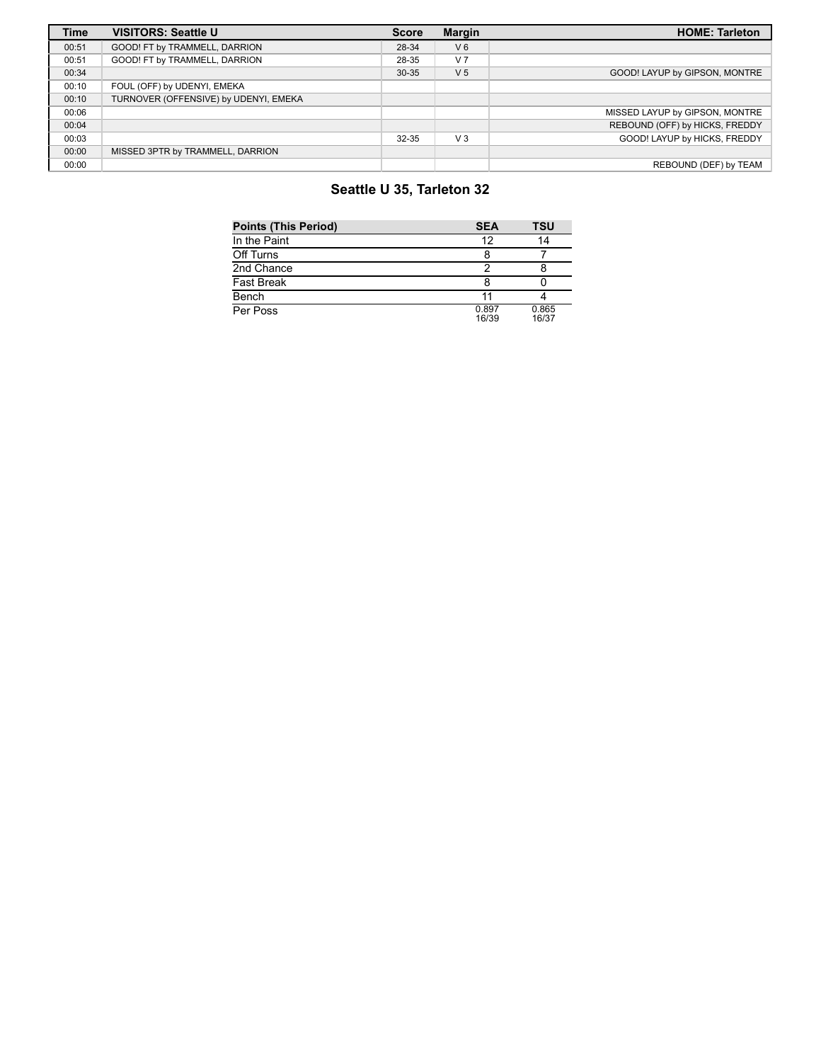| Time | VISITORS: Seattle U | Score | Margin | HOME: Tarleton |
|---|---|---|---|---|
| 00:51 | GOOD! FT by TRAMMELL, DARRION | 28-34 | V 6 | |
| 00:51 | GOOD! FT by TRAMMELL, DARRION | 28-35 | V 7 | |
| 00:34 | | 30-35 | V 5 | GOOD! LAYUP by GIPSON, MONTRE |
| 00:10 | FOUL (OFF) by UDENYI, EMEKA | | | |
| 00:10 | TURNOVER (OFFENSIVE) by UDENYI, EMEKA | | | |
| 00:06 | | | | MISSED LAYUP by GIPSON, MONTRE |
| 00:04 | | | | REBOUND (OFF) by HICKS, FREDDY |
| 00:03 | | 32-35 | V 3 | GOOD! LAYUP by HICKS, FREDDY |
| 00:00 | MISSED 3PTR by TRAMMELL, DARRION | | | |
| 00:00 | | | | REBOUND (DEF) by TEAM |

## Seattle U 35, Tarleton 32

| Points (This Period) | SEA | TSU |
|---|---|---|
| In the Paint | 12 | 14 |
| Off Turns | 8 | 7 |
| 2nd Chance | 2 | 8 |
| Fast Break | 8 | 0 |
| Bench | 11 | 4 |
| Per Poss | 0.897 16/39 | 0.865 16/37 |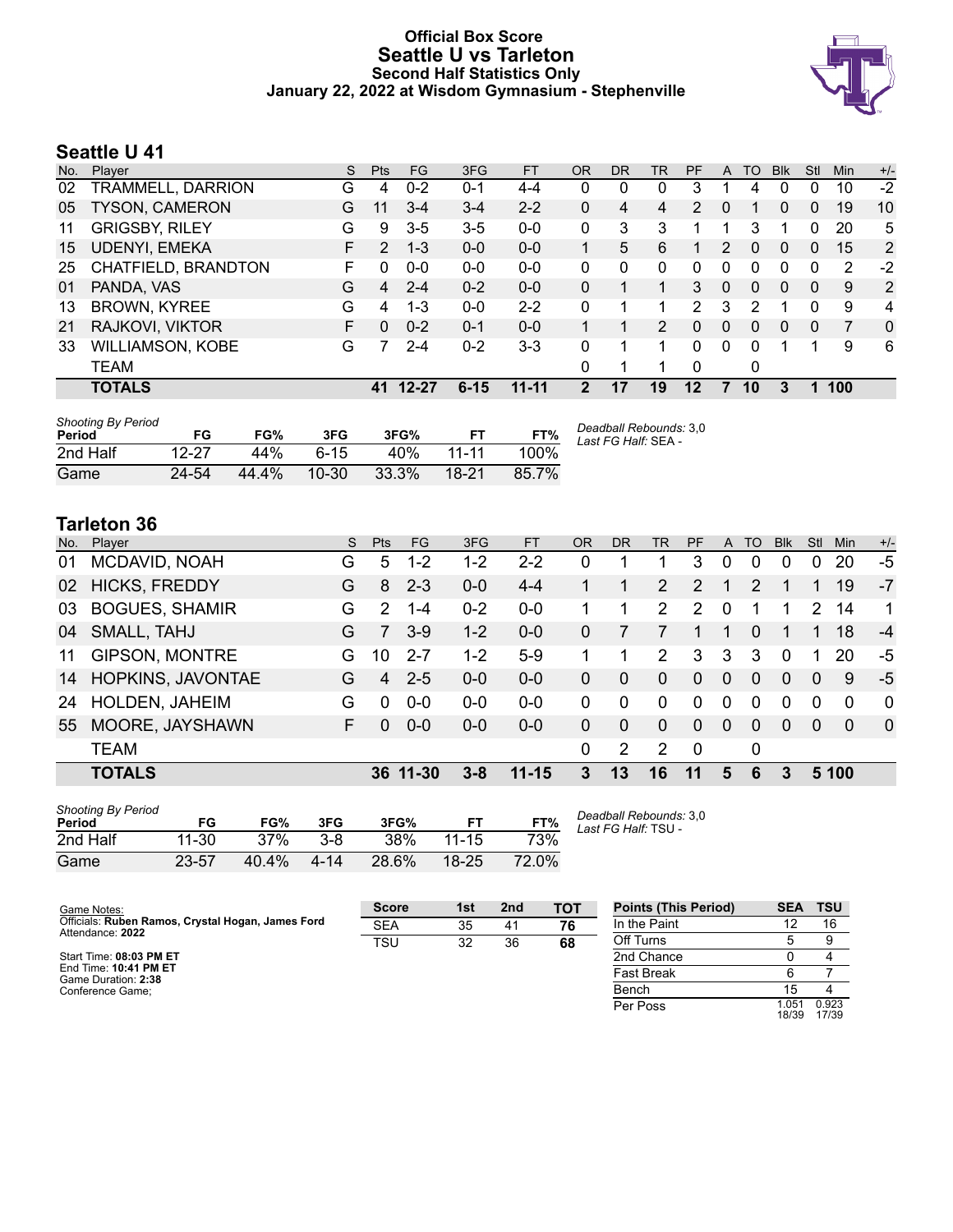# Official Box Score
## Seattle U vs Tarleton
### Second Half Statistics Only
### January 22, 2022 at Wisdom Gymnasium - Stephenville

## Seattle U 41

| No. | Player | S | Pts | FG | 3FG | FT | OR | DR | TR | PF | A | TO | Blk | Stl | Min | +/- |
|---|---|---|---|---|---|---|---|---|---|---|---|---|---|---|---|---|
| 02 | TRAMMELL, DARRION | G | 4 | 0-2 | 0-1 | 4-4 | 0 | 0 | 0 | 3 | 1 | 4 | 0 | 0 | 10 | -2 |
| 05 | TYSON, CAMERON | G | 11 | 3-4 | 3-4 | 2-2 | 0 | 4 | 4 | 2 | 0 | 1 | 0 | 0 | 19 | 10 |
| 11 | GRIGSBY, RILEY | G | 9 | 3-5 | 3-5 | 0-0 | 0 | 3 | 3 | 1 | 1 | 3 | 1 | 0 | 20 | 5 |
| 15 | UDENYI, EMEKA | F | 2 | 1-3 | 0-0 | 0-0 | 1 | 5 | 6 | 1 | 2 | 0 | 0 | 0 | 15 | 2 |
| 25 | CHATFIELD, BRANDTON | F | 0 | 0-0 | 0-0 | 0-0 | 0 | 0 | 0 | 0 | 0 | 0 | 0 | 0 | 2 | -2 |
| 01 | PANDA, VAS | G | 4 | 2-4 | 0-2 | 0-0 | 0 | 1 | 1 | 3 | 0 | 0 | 0 | 0 | 9 | 2 |
| 13 | BROWN, KYREE | G | 4 | 1-3 | 0-0 | 2-2 | 0 | 1 | 1 | 2 | 3 | 2 | 1 | 0 | 9 | 4 |
| 21 | RAJKOVI, VIKTOR | F | 0 | 0-2 | 0-1 | 0-0 | 1 | 1 | 2 | 0 | 0 | 0 | 0 | 0 | 7 | 0 |
| 33 | WILLIAMSON, KOBE | G | 7 | 2-4 | 0-2 | 3-3 | 0 | 1 | 1 | 0 | 0 | 0 | 1 | 1 | 9 | 6 |
| | TEAM | | | | | | 0 | 1 | 1 | 0 | | 0 | | | | |
| | **TOTALS** | | **41** | **12-27** | **6-15** | **11-11** | **2** | **17** | **19** | **12** | **7** | **10** | **3** | **1** | **100** | |

*Shooting By Period*

| Period | FG | FG% | 3FG | 3FG% | FT | FT% |
|---|---|---|---|---|---|---|
| 2nd Half | 12-27 | 44% | 6-15 | 40% | 11-11 | 100% |
| Game | 24-54 | 44.4% | 10-30 | 33.3% | 18-21 | 85.7% |

*Deadball Rebounds:* 3,0
*Last FG Half:* SEA -

## Tarleton 36

| No. | Player | S | Pts | FG | 3FG | FT | OR | DR | TR | PF | A | TO | Blk | Stl | Min | +/- |
|---|---|---|---|---|---|---|---|---|---|---|---|---|---|---|---|---|
| 01 | MCDAVID, NOAH | G | 5 | 1-2 | 1-2 | 2-2 | 0 | 1 | 1 | 3 | 0 | 0 | 0 | 0 | 20 | -5 |
| 02 | HICKS, FREDDY | G | 8 | 2-3 | 0-0 | 4-4 | 1 | 1 | 2 | 2 | 1 | 2 | 1 | 1 | 19 | -7 |
| 03 | BOGUES, SHAMIR | G | 2 | 1-4 | 0-2 | 0-0 | 1 | 1 | 2 | 2 | 0 | 1 | 1 | 2 | 14 | 1 |
| 04 | SMALL, TAHJ | G | 7 | 3-9 | 1-2 | 0-0 | 0 | 7 | 7 | 1 | 1 | 0 | 1 | 1 | 18 | -4 |
| 11 | GIPSON, MONTRE | G | 10 | 2-7 | 1-2 | 5-9 | 1 | 1 | 2 | 3 | 3 | 3 | 0 | 1 | 20 | -5 |
| 14 | HOPKINS, JAVONTAE | G | 4 | 2-5 | 0-0 | 0-0 | 0 | 0 | 0 | 0 | 0 | 0 | 0 | 0 | 9 | -5 |
| 24 | HOLDEN, JAHEIM | G | 0 | 0-0 | 0-0 | 0-0 | 0 | 0 | 0 | 0 | 0 | 0 | 0 | 0 | 0 | 0 |
| 55 | MOORE, JAYSHAWN | F | 0 | 0-0 | 0-0 | 0-0 | 0 | 0 | 0 | 0 | 0 | 0 | 0 | 0 | 0 | 0 |
| | TEAM | | | | | | 0 | 2 | 2 | 0 | | 0 | | | | |
| | **TOTALS** | | **36** | **11-30** | **3-8** | **11-15** | **3** | **13** | **16** | **11** | **5** | **6** | **3** | **5** | **100** | |

*Shooting By Period*

| Period | FG | FG% | 3FG | 3FG% | FT | FT% |
|---|---|---|---|---|---|---|
| 2nd Half | 11-30 | 37% | 3-8 | 38% | 11-15 | 73% |
| Game | 23-57 | 40.4% | 4-14 | 28.6% | 18-25 | 72.0% |

*Deadball Rebounds:* 3,0
*Last FG Half:* TSU -

Game Notes:
Officials: **Ruben Ramos, Crystal Hogan, James Ford**
Attendance: **2022**

Start Time: **08:03 PM ET**
End Time: **10:41 PM ET**
Game Duration: **2:38**
Conference Game;

| Score | 1st | 2nd | TOT |
|---|---|---|---|
| SEA | 35 | 41 | **76** |
| TSU | 32 | 36 | **68** |

| Points (This Period) | SEA | TSU |
|---|---|---|
| In the Paint | 12 | 16 |
| Off Turns | 5 | 9 |
| 2nd Chance | 0 | 4 |
| Fast Break | 6 | 7 |
| Bench | 15 | 4 |
| Per Poss | 1.051 18/39 | 0.923 17/39 |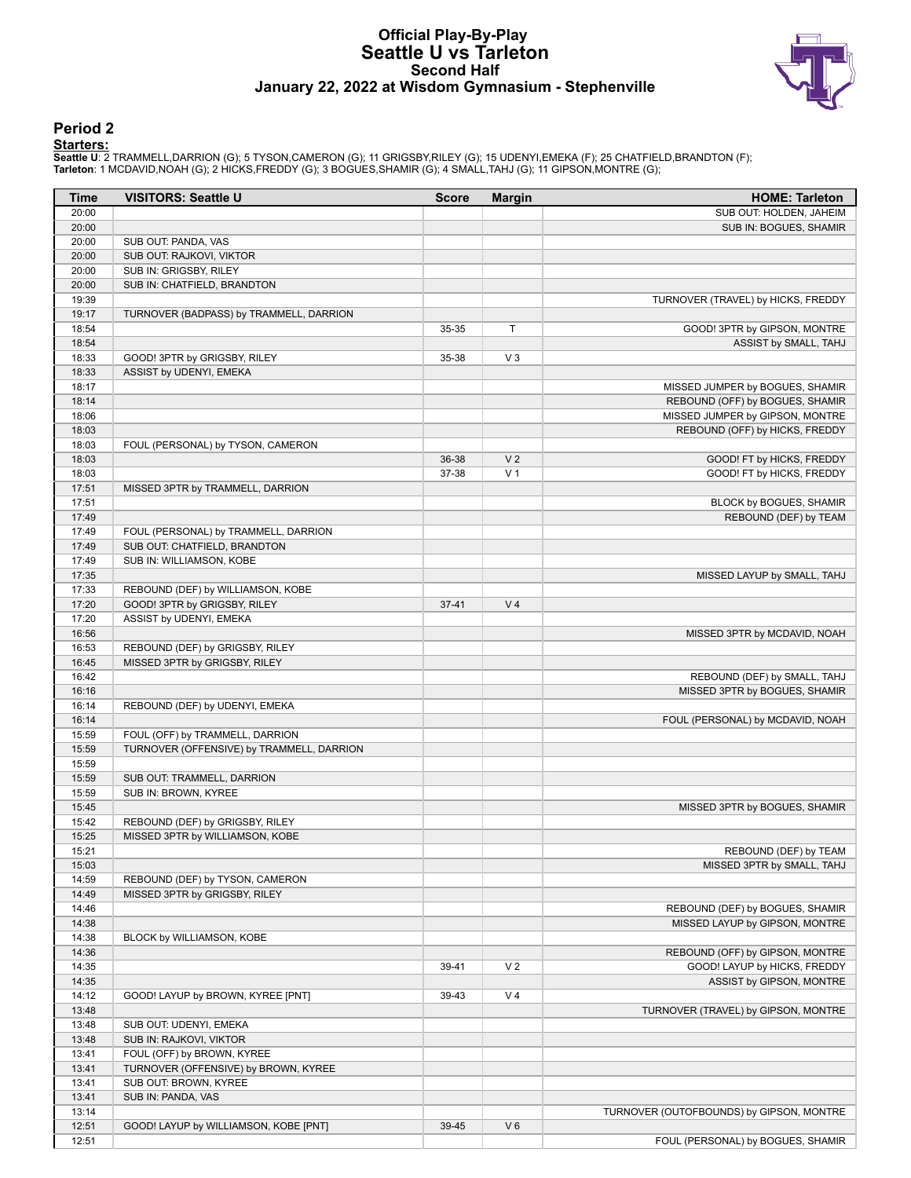# Official Play-By-Play
# Seattle U vs Tarleton
## Second Half
### January 22, 2022 at Wisdom Gymnasium - Stephenville

## Period 2

**Starters:**

**Seattle U**: 2 TRAMMELL,DARRION (G); 5 TYSON,CAMERON (G); 11 GRIGSBY,RILEY (G); 15 UDENYI,EMEKA (F); 25 CHATFIELD,BRANDTON (F);
**Tarleton**: 1 MCDAVID,NOAH (G); 2 HICKS,FREDDY (G); 3 BOGUES,SHAMIR (G); 4 SMALL,TAHJ (G); 11 GIPSON,MONTRE (G);

| Time | VISITORS: Seattle U | Score | Margin | HOME: Tarleton |
|---|---|---|---|---|
| 20:00 | | | | SUB OUT: HOLDEN, JAHEIM |
| 20:00 | | | | SUB IN: BOGUES, SHAMIR |
| 20:00 | SUB OUT: PANDA, VAS | | | |
| 20:00 | SUB OUT: RAJKOVI, VIKTOR | | | |
| 20:00 | SUB IN: GRIGSBY, RILEY | | | |
| 20:00 | SUB IN: CHATFIELD, BRANDTON | | | |
| 19:39 | | | | TURNOVER (TRAVEL) by HICKS, FREDDY |
| 19:17 | TURNOVER (BADPASS) by TRAMMELL, DARRION | | | |
| 18:54 | | 35-35 | T | GOOD! 3PTR by GIPSON, MONTRE |
| 18:54 | | | | ASSIST by SMALL, TAHJ |
| 18:33 | GOOD! 3PTR by GRIGSBY, RILEY | 35-38 | V 3 | |
| 18:33 | ASSIST by UDENYI, EMEKA | | | |
| 18:17 | | | | MISSED JUMPER by BOGUES, SHAMIR |
| 18:14 | | | | REBOUND (OFF) by BOGUES, SHAMIR |
| 18:06 | | | | MISSED JUMPER by GIPSON, MONTRE |
| 18:03 | | | | REBOUND (OFF) by HICKS, FREDDY |
| 18:03 | FOUL (PERSONAL) by TYSON, CAMERON | | | |
| 18:03 | | 36-38 | V 2 | GOOD! FT by HICKS, FREDDY |
| 18:03 | | 37-38 | V 1 | GOOD! FT by HICKS, FREDDY |
| 17:51 | MISSED 3PTR by TRAMMELL, DARRION | | | |
| 17:51 | | | | BLOCK by BOGUES, SHAMIR |
| 17:49 | | | | REBOUND (DEF) by TEAM |
| 17:49 | FOUL (PERSONAL) by TRAMMELL, DARRION | | | |
| 17:49 | SUB OUT: CHATFIELD, BRANDTON | | | |
| 17:49 | SUB IN: WILLIAMSON, KOBE | | | |
| 17:35 | | | | MISSED LAYUP by SMALL, TAHJ |
| 17:33 | REBOUND (DEF) by WILLIAMSON, KOBE | | | |
| 17:20 | GOOD! 3PTR by GRIGSBY, RILEY | 37-41 | V 4 | |
| 17:20 | ASSIST by UDENYI, EMEKA | | | |
| 16:56 | | | | MISSED 3PTR by MCDAVID, NOAH |
| 16:53 | REBOUND (DEF) by GRIGSBY, RILEY | | | |
| 16:45 | MISSED 3PTR by GRIGSBY, RILEY | | | |
| 16:42 | | | | REBOUND (DEF) by SMALL, TAHJ |
| 16:16 | | | | MISSED 3PTR by BOGUES, SHAMIR |
| 16:14 | REBOUND (DEF) by UDENYI, EMEKA | | | |
| 16:14 | | | | FOUL (PERSONAL) by MCDAVID, NOAH |
| 15:59 | FOUL (OFF) by TRAMMELL, DARRION | | | |
| 15:59 | TURNOVER (OFFENSIVE) by TRAMMELL, DARRION | | | |
| 15:59 | | | | |
| 15:59 | SUB OUT: TRAMMELL, DARRION | | | |
| 15:59 | SUB IN: BROWN, KYREE | | | |
| 15:45 | | | | MISSED 3PTR by BOGUES, SHAMIR |
| 15:42 | REBOUND (DEF) by GRIGSBY, RILEY | | | |
| 15:25 | MISSED 3PTR by WILLIAMSON, KOBE | | | |
| 15:21 | | | | REBOUND (DEF) by TEAM |
| 15:03 | | | | MISSED 3PTR by SMALL, TAHJ |
| 14:59 | REBOUND (DEF) by TYSON, CAMERON | | | |
| 14:49 | MISSED 3PTR by GRIGSBY, RILEY | | | |
| 14:46 | | | | REBOUND (DEF) by BOGUES, SHAMIR |
| 14:38 | | | | MISSED LAYUP by GIPSON, MONTRE |
| 14:38 | BLOCK by WILLIAMSON, KOBE | | | |
| 14:36 | | | | REBOUND (OFF) by GIPSON, MONTRE |
| 14:35 | | 39-41 | V 2 | GOOD! LAYUP by HICKS, FREDDY |
| 14:35 | | | | ASSIST by GIPSON, MONTRE |
| 14:12 | GOOD! LAYUP by BROWN, KYREE [PNT] | 39-43 | V 4 | |
| 13:48 | | | | TURNOVER (TRAVEL) by GIPSON, MONTRE |
| 13:48 | SUB OUT: UDENYI, EMEKA | | | |
| 13:48 | SUB IN: RAJKOVI, VIKTOR | | | |
| 13:41 | FOUL (OFF) by BROWN, KYREE | | | |
| 13:41 | TURNOVER (OFFENSIVE) by BROWN, KYREE | | | |
| 13:41 | SUB OUT: BROWN, KYREE | | | |
| 13:41 | SUB IN: PANDA, VAS | | | |
| 13:14 | | | | TURNOVER (OUTOFBOUNDS) by GIPSON, MONTRE |
| 12:51 | GOOD! LAYUP by WILLIAMSON, KOBE [PNT] | 39-45 | V 6 | |
| 12:51 | | | | FOUL (PERSONAL) by BOGUES, SHAMIR |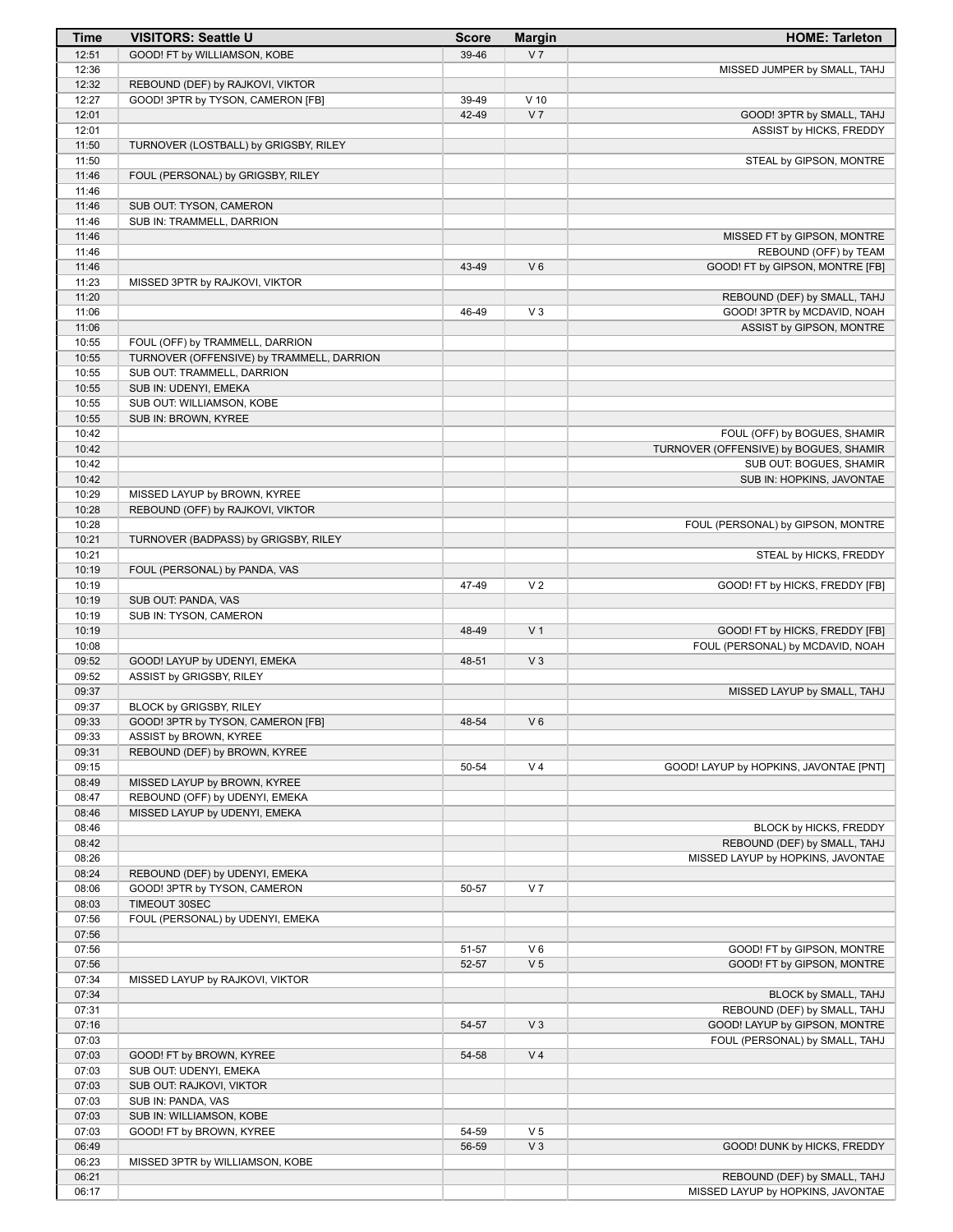| Time | VISITORS: Seattle U | Score | Margin | HOME: Tarleton |
|---|---|---|---|---|
| 12:51 | GOOD! FT by WILLIAMSON, KOBE | 39-46 | V 7 | |
| 12:36 | | | | MISSED JUMPER by SMALL, TAHJ |
| 12:32 | REBOUND (DEF) by RAJKOVI, VIKTOR | | | |
| 12:27 | GOOD! 3PTR by TYSON, CAMERON [FB] | 39-49 | V 10 | |
| 12:01 | | 42-49 | V 7 | GOOD! 3PTR by SMALL, TAHJ |
| 12:01 | | | | ASSIST by HICKS, FREDDY |
| 11:50 | TURNOVER (LOSTBALL) by GRIGSBY, RILEY | | | |
| 11:50 | | | | STEAL by GIPSON, MONTRE |
| 11:46 | FOUL (PERSONAL) by GRIGSBY, RILEY | | | |
| 11:46 | | | | |
| 11:46 | SUB OUT: TYSON, CAMERON | | | |
| 11:46 | SUB IN: TRAMMELL, DARRION | | | |
| 11:46 | | | | MISSED FT by GIPSON, MONTRE |
| 11:46 | | | | REBOUND (OFF) by TEAM |
| 11:46 | | 43-49 | V 6 | GOOD! FT by GIPSON, MONTRE [FB] |
| 11:23 | MISSED 3PTR by RAJKOVI, VIKTOR | | | |
| 11:20 | | | | REBOUND (DEF) by SMALL, TAHJ |
| 11:06 | | 46-49 | V 3 | GOOD! 3PTR by MCDAVID, NOAH |
| 11:06 | | | | ASSIST by GIPSON, MONTRE |
| 10:55 | FOUL (OFF) by TRAMMELL, DARRION | | | |
| 10:55 | TURNOVER (OFFENSIVE) by TRAMMELL, DARRION | | | |
| 10:55 | SUB OUT: TRAMMELL, DARRION | | | |
| 10:55 | SUB IN: UDENYI, EMEKA | | | |
| 10:55 | SUB OUT: WILLIAMSON, KOBE | | | |
| 10:55 | SUB IN: BROWN, KYREE | | | |
| 10:42 | | | | FOUL (OFF) by BOGUES, SHAMIR |
| 10:42 | | | | TURNOVER (OFFENSIVE) by BOGUES, SHAMIR |
| 10:42 | | | | SUB OUT: BOGUES, SHAMIR |
| 10:42 | | | | SUB IN: HOPKINS, JAVONTAE |
| 10:29 | MISSED LAYUP by BROWN, KYREE | | | |
| 10:28 | REBOUND (OFF) by RAJKOVI, VIKTOR | | | |
| 10:28 | | | | FOUL (PERSONAL) by GIPSON, MONTRE |
| 10:21 | TURNOVER (BADPASS) by GRIGSBY, RILEY | | | |
| 10:21 | | | | STEAL by HICKS, FREDDY |
| 10:19 | FOUL (PERSONAL) by PANDA, VAS | | | |
| 10:19 | | 47-49 | V 2 | GOOD! FT by HICKS, FREDDY [FB] |
| 10:19 | SUB OUT: PANDA, VAS | | | |
| 10:19 | SUB IN: TYSON, CAMERON | | | |
| 10:19 | | 48-49 | V 1 | GOOD! FT by HICKS, FREDDY [FB] |
| 10:08 | | | | FOUL (PERSONAL) by MCDAVID, NOAH |
| 09:52 | GOOD! LAYUP by UDENYI, EMEKA | 48-51 | V 3 | |
| 09:52 | ASSIST by GRIGSBY, RILEY | | | |
| 09:37 | | | | MISSED LAYUP by SMALL, TAHJ |
| 09:37 | BLOCK by GRIGSBY, RILEY | | | |
| 09:33 | GOOD! 3PTR by TYSON, CAMERON [FB] | 48-54 | V 6 | |
| 09:33 | ASSIST by BROWN, KYREE | | | |
| 09:31 | REBOUND (DEF) by BROWN, KYREE | | | |
| 09:15 | | 50-54 | V 4 | GOOD! LAYUP by HOPKINS, JAVONTAE [PNT] |
| 08:49 | MISSED LAYUP by BROWN, KYREE | | | |
| 08:47 | REBOUND (OFF) by UDENYI, EMEKA | | | |
| 08:46 | MISSED LAYUP by UDENYI, EMEKA | | | |
| 08:46 | | | | BLOCK by HICKS, FREDDY |
| 08:42 | | | | REBOUND (DEF) by SMALL, TAHJ |
| 08:26 | | | | MISSED LAYUP by HOPKINS, JAVONTAE |
| 08:24 | REBOUND (DEF) by UDENYI, EMEKA | | | |
| 08:06 | GOOD! 3PTR by TYSON, CAMERON | 50-57 | V 7 | |
| 08:03 | TIMEOUT 30SEC | | | |
| 07:56 | FOUL (PERSONAL) by UDENYI, EMEKA | | | |
| 07:56 | | | | |
| 07:56 | | 51-57 | V 6 | GOOD! FT by GIPSON, MONTRE |
| 07:56 | | 52-57 | V 5 | GOOD! FT by GIPSON, MONTRE |
| 07:34 | MISSED LAYUP by RAJKOVI, VIKTOR | | | |
| 07:34 | | | | BLOCK by SMALL, TAHJ |
| 07:31 | | | | REBOUND (DEF) by SMALL, TAHJ |
| 07:16 | | 54-57 | V 3 | GOOD! LAYUP by GIPSON, MONTRE |
| 07:03 | | | | FOUL (PERSONAL) by SMALL, TAHJ |
| 07:03 | GOOD! FT by BROWN, KYREE | 54-58 | V 4 | |
| 07:03 | SUB OUT: UDENYI, EMEKA | | | |
| 07:03 | SUB OUT: RAJKOVI, VIKTOR | | | |
| 07:03 | SUB IN: PANDA, VAS | | | |
| 07:03 | SUB IN: WILLIAMSON, KOBE | | | |
| 07:03 | GOOD! FT by BROWN, KYREE | 54-59 | V 5 | |
| 06:49 | | 56-59 | V 3 | GOOD! DUNK by HICKS, FREDDY |
| 06:23 | MISSED 3PTR by WILLIAMSON, KOBE | | | |
| 06:21 | | | | REBOUND (DEF) by SMALL, TAHJ |
| 06:17 | | | | MISSED LAYUP by HOPKINS, JAVONTAE |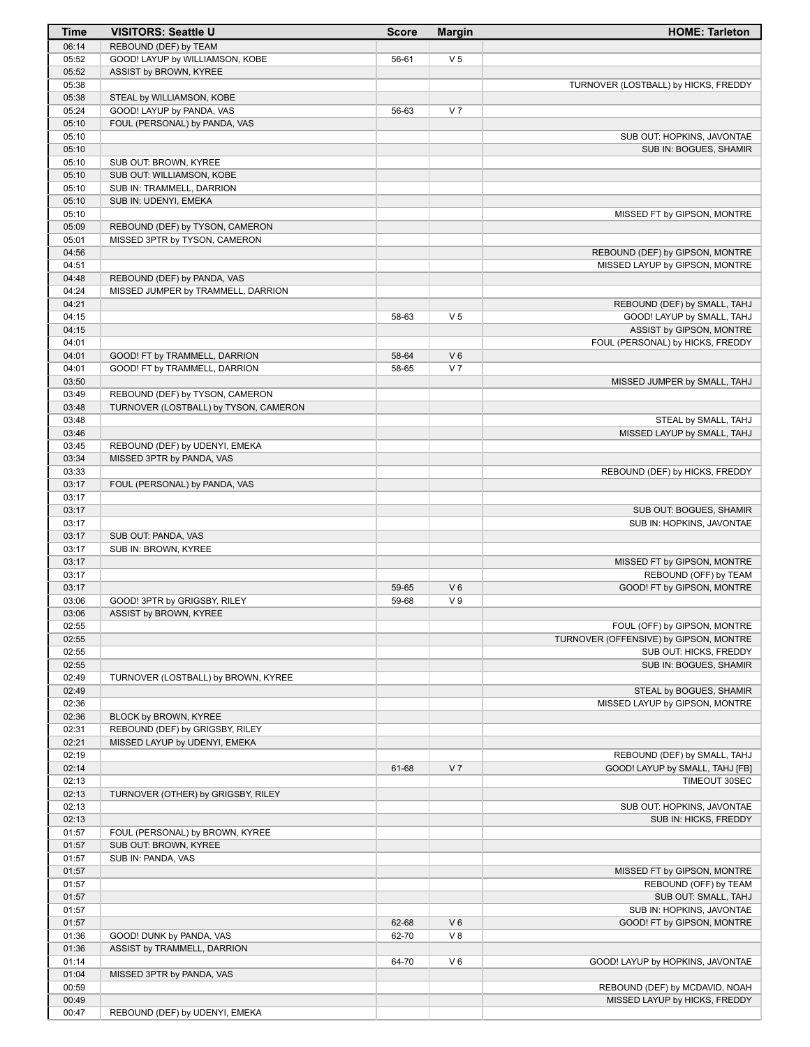| Time | VISITORS: Seattle U | Score | Margin | HOME: Tarleton |
|---|---|---|---|---|
| 06:14 | REBOUND (DEF) by TEAM | | | |
| 05:52 | GOOD! LAYUP by WILLIAMSON, KOBE | 56-61 | V 5 | |
| 05:52 | ASSIST by BROWN, KYREE | | | |
| 05:38 | | | | TURNOVER (LOSTBALL) by HICKS, FREDDY |
| 05:38 | STEAL by WILLIAMSON, KOBE | | | |
| 05:24 | GOOD! LAYUP by PANDA, VAS | 56-63 | V 7 | |
| 05:10 | FOUL (PERSONAL) by PANDA, VAS | | | |
| 05:10 | | | | SUB OUT: HOPKINS, JAVONTAE |
| 05:10 | | | | SUB IN: BOGUES, SHAMIR |
| 05:10 | SUB OUT: BROWN, KYREE | | | |
| 05:10 | SUB OUT: WILLIAMSON, KOBE | | | |
| 05:10 | SUB IN: TRAMMELL, DARRION | | | |
| 05:10 | SUB IN: UDENYI, EMEKA | | | |
| 05:10 | | | | MISSED FT by GIPSON, MONTRE |
| 05:09 | REBOUND (DEF) by TYSON, CAMERON | | | |
| 05:01 | MISSED 3PTR by TYSON, CAMERON | | | |
| 04:56 | | | | REBOUND (DEF) by GIPSON, MONTRE |
| 04:51 | | | | MISSED LAYUP by GIPSON, MONTRE |
| 04:48 | REBOUND (DEF) by PANDA, VAS | | | |
| 04:24 | MISSED JUMPER by TRAMMELL, DARRION | | | |
| 04:21 | | | | REBOUND (DEF) by SMALL, TAHJ |
| 04:15 | | 58-63 | V 5 | GOOD! LAYUP by SMALL, TAHJ |
| 04:15 | | | | ASSIST by GIPSON, MONTRE |
| 04:01 | | | | FOUL (PERSONAL) by HICKS, FREDDY |
| 04:01 | GOOD! FT by TRAMMELL, DARRION | 58-64 | V 6 | |
| 04:01 | GOOD! FT by TRAMMELL, DARRION | 58-65 | V 7 | |
| 03:50 | | | | MISSED JUMPER by SMALL, TAHJ |
| 03:49 | REBOUND (DEF) by TYSON, CAMERON | | | |
| 03:48 | TURNOVER (LOSTBALL) by TYSON, CAMERON | | | |
| 03:48 | | | | STEAL by SMALL, TAHJ |
| 03:46 | | | | MISSED LAYUP by SMALL, TAHJ |
| 03:45 | REBOUND (DEF) by UDENYI, EMEKA | | | |
| 03:34 | MISSED 3PTR by PANDA, VAS | | | |
| 03:33 | | | | REBOUND (DEF) by HICKS, FREDDY |
| 03:17 | FOUL (PERSONAL) by PANDA, VAS | | | |
| 03:17 | | | | |
| 03:17 | | | | SUB OUT: BOGUES, SHAMIR |
| 03:17 | | | | SUB IN: HOPKINS, JAVONTAE |
| 03:17 | SUB OUT: PANDA, VAS | | | |
| 03:17 | SUB IN: BROWN, KYREE | | | |
| 03:17 | | | | MISSED FT by GIPSON, MONTRE |
| 03:17 | | | | REBOUND (OFF) by TEAM |
| 03:17 | | 59-65 | V 6 | GOOD! FT by GIPSON, MONTRE |
| 03:06 | GOOD! 3PTR by GRIGSBY, RILEY | 59-68 | V 9 | |
| 03:06 | ASSIST by BROWN, KYREE | | | |
| 02:55 | | | | FOUL (OFF) by GIPSON, MONTRE |
| 02:55 | | | | TURNOVER (OFFENSIVE) by GIPSON, MONTRE |
| 02:55 | | | | SUB OUT: HICKS, FREDDY |
| 02:55 | | | | SUB IN: BOGUES, SHAMIR |
| 02:49 | TURNOVER (LOSTBALL) by BROWN, KYREE | | | |
| 02:49 | | | | STEAL by BOGUES, SHAMIR |
| 02:36 | | | | MISSED LAYUP by GIPSON, MONTRE |
| 02:36 | BLOCK by BROWN, KYREE | | | |
| 02:31 | REBOUND (DEF) by GRIGSBY, RILEY | | | |
| 02:21 | MISSED LAYUP by UDENYI, EMEKA | | | |
| 02:19 | | | | REBOUND (DEF) by SMALL, TAHJ |
| 02:14 | | 61-68 | V 7 | GOOD! LAYUP by SMALL, TAHJ [FB] |
| 02:13 | | | | TIMEOUT 30SEC |
| 02:13 | TURNOVER (OTHER) by GRIGSBY, RILEY | | | |
| 02:13 | | | | SUB OUT: HOPKINS, JAVONTAE |
| 02:13 | | | | SUB IN: HICKS, FREDDY |
| 01:57 | FOUL (PERSONAL) by BROWN, KYREE | | | |
| 01:57 | SUB OUT: BROWN, KYREE | | | |
| 01:57 | SUB IN: PANDA, VAS | | | |
| 01:57 | | | | MISSED FT by GIPSON, MONTRE |
| 01:57 | | | | REBOUND (OFF) by TEAM |
| 01:57 | | | | SUB OUT: SMALL, TAHJ |
| 01:57 | | | | SUB IN: HOPKINS, JAVONTAE |
| 01:57 | | 62-68 | V 6 | GOOD! FT by GIPSON, MONTRE |
| 01:36 | GOOD! DUNK by PANDA, VAS | 62-70 | V 8 | |
| 01:36 | ASSIST by TRAMMELL, DARRION | | | |
| 01:14 | | 64-70 | V 6 | GOOD! LAYUP by HOPKINS, JAVONTAE |
| 01:04 | MISSED 3PTR by PANDA, VAS | | | |
| 00:59 | | | | REBOUND (DEF) by MCDAVID, NOAH |
| 00:49 | | | | MISSED LAYUP by HICKS, FREDDY |
| 00:47 | REBOUND (DEF) by UDENYI, EMEKA | | | |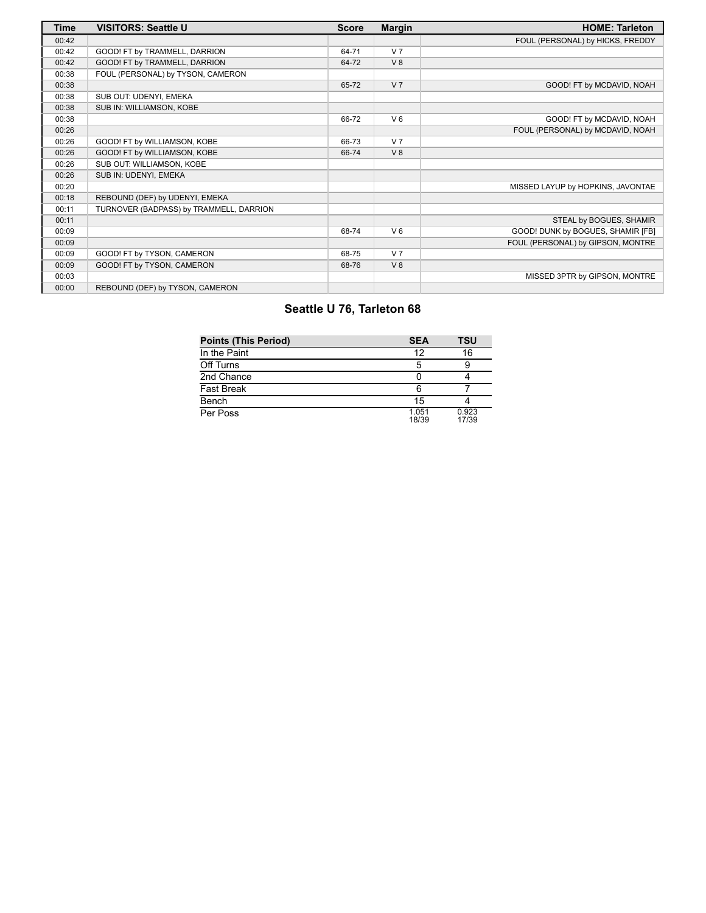| Time | VISITORS: Seattle U | Score | Margin | HOME: Tarleton |
| --- | --- | --- | --- | --- |
| 00:42 | | | | FOUL (PERSONAL) by HICKS, FREDDY |
| 00:42 | GOOD! FT by TRAMMELL, DARRION | 64-71 | V 7 | |
| 00:42 | GOOD! FT by TRAMMELL, DARRION | 64-72 | V 8 | |
| 00:38 | FOUL (PERSONAL) by TYSON, CAMERON | | | |
| 00:38 | | 65-72 | V 7 | GOOD! FT by MCDAVID, NOAH |
| 00:38 | SUB OUT: UDENYI, EMEKA | | | |
| 00:38 | SUB IN: WILLIAMSON, KOBE | | | |
| 00:38 | | 66-72 | V 6 | GOOD! FT by MCDAVID, NOAH |
| 00:26 | | | | FOUL (PERSONAL) by MCDAVID, NOAH |
| 00:26 | GOOD! FT by WILLIAMSON, KOBE | 66-73 | V 7 | |
| 00:26 | GOOD! FT by WILLIAMSON, KOBE | 66-74 | V 8 | |
| 00:26 | SUB OUT: WILLIAMSON, KOBE | | | |
| 00:26 | SUB IN: UDENYI, EMEKA | | | |
| 00:20 | | | | MISSED LAYUP by HOPKINS, JAVONTAE |
| 00:18 | REBOUND (DEF) by UDENYI, EMEKA | | | |
| 00:11 | TURNOVER (BADPASS) by TRAMMELL, DARRION | | | |
| 00:11 | | | | STEAL by BOGUES, SHAMIR |
| 00:09 | | 68-74 | V 6 | GOOD! DUNK by BOGUES, SHAMIR [FB] |
| 00:09 | | | | FOUL (PERSONAL) by GIPSON, MONTRE |
| 00:09 | GOOD! FT by TYSON, CAMERON | 68-75 | V 7 | |
| 00:09 | GOOD! FT by TYSON, CAMERON | 68-76 | V 8 | |
| 00:03 | | | | MISSED 3PTR by GIPSON, MONTRE |
| 00:00 | REBOUND (DEF) by TYSON, CAMERON | | | |

## Seattle U 76, Tarleton 68

| Points (This Period) | SEA | TSU |
| --- | --- | --- |
| In the Paint | 12 | 16 |
| Off Turns | 5 | 9 |
| 2nd Chance | 0 | 4 |
| Fast Break | 6 | 7 |
| Bench | 15 | 4 |
| Per Poss | 1.051 18/39 | 0.923 17/39 |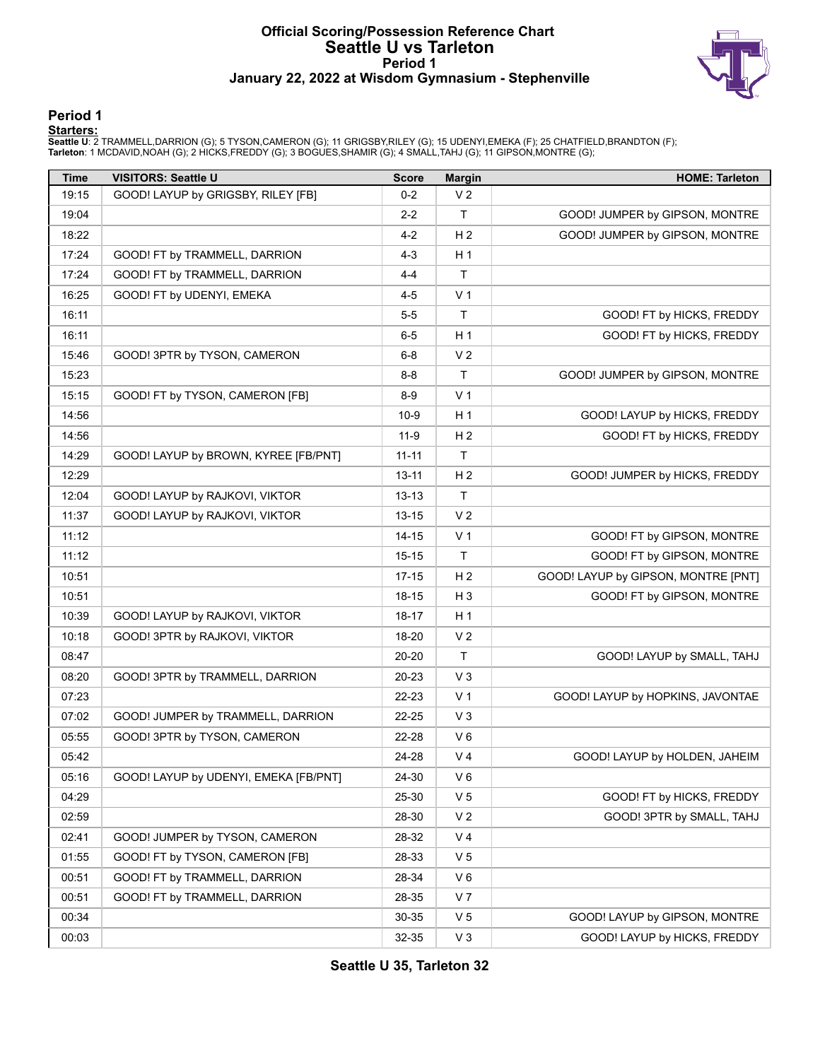# Official Scoring/Possession Reference Chart
## Seattle U vs Tarleton
### Period 1
### January 22, 2022 at Wisdom Gymnasium - Stephenville

## Period 1

**Starters:**

**Seattle U**: 2 TRAMMELL,DARRION (G); 5 TYSON,CAMERON (G); 11 GRIGSBY,RILEY (G); 15 UDENYI,EMEKA (F); 25 CHATFIELD,BRANDTON (F);
**Tarleton**: 1 MCDAVID,NOAH (G); 2 HICKS,FREDDY (G); 3 BOGUES,SHAMIR (G); 4 SMALL,TAHJ (G); 11 GIPSON,MONTRE (G);

| Time | VISITORS: Seattle U | Score | Margin | HOME: Tarleton |
|---|---|---|---|---|
| 19:15 | GOOD! LAYUP by GRIGSBY, RILEY [FB] | 0-2 | V 2 | |
| 19:04 | | 2-2 | T | GOOD! JUMPER by GIPSON, MONTRE |
| 18:22 | | 4-2 | H 2 | GOOD! JUMPER by GIPSON, MONTRE |
| 17:24 | GOOD! FT by TRAMMELL, DARRION | 4-3 | H 1 | |
| 17:24 | GOOD! FT by TRAMMELL, DARRION | 4-4 | T | |
| 16:25 | GOOD! FT by UDENYI, EMEKA | 4-5 | V 1 | |
| 16:11 | | 5-5 | T | GOOD! FT by HICKS, FREDDY |
| 16:11 | | 6-5 | H 1 | GOOD! FT by HICKS, FREDDY |
| 15:46 | GOOD! 3PTR by TYSON, CAMERON | 6-8 | V 2 | |
| 15:23 | | 8-8 | T | GOOD! JUMPER by GIPSON, MONTRE |
| 15:15 | GOOD! FT by TYSON, CAMERON [FB] | 8-9 | V 1 | |
| 14:56 | | 10-9 | H 1 | GOOD! LAYUP by HICKS, FREDDY |
| 14:56 | | 11-9 | H 2 | GOOD! FT by HICKS, FREDDY |
| 14:29 | GOOD! LAYUP by BROWN, KYREE [FB/PNT] | 11-11 | T | |
| 12:29 | | 13-11 | H 2 | GOOD! JUMPER by HICKS, FREDDY |
| 12:04 | GOOD! LAYUP by RAJKOVI, VIKTOR | 13-13 | T | |
| 11:37 | GOOD! LAYUP by RAJKOVI, VIKTOR | 13-15 | V 2 | |
| 11:12 | | 14-15 | V 1 | GOOD! FT by GIPSON, MONTRE |
| 11:12 | | 15-15 | T | GOOD! FT by GIPSON, MONTRE |
| 10:51 | | 17-15 | H 2 | GOOD! LAYUP by GIPSON, MONTRE [PNT] |
| 10:51 | | 18-15 | H 3 | GOOD! FT by GIPSON, MONTRE |
| 10:39 | GOOD! LAYUP by RAJKOVI, VIKTOR | 18-17 | H 1 | |
| 10:18 | GOOD! 3PTR by RAJKOVI, VIKTOR | 18-20 | V 2 | |
| 08:47 | | 20-20 | T | GOOD! LAYUP by SMALL, TAHJ |
| 08:20 | GOOD! 3PTR by TRAMMELL, DARRION | 20-23 | V 3 | |
| 07:23 | | 22-23 | V 1 | GOOD! LAYUP by HOPKINS, JAVONTAE |
| 07:02 | GOOD! JUMPER by TRAMMELL, DARRION | 22-25 | V 3 | |
| 05:55 | GOOD! 3PTR by TYSON, CAMERON | 22-28 | V 6 | |
| 05:42 | | 24-28 | V 4 | GOOD! LAYUP by HOLDEN, JAHEIM |
| 05:16 | GOOD! LAYUP by UDENYI, EMEKA [FB/PNT] | 24-30 | V 6 | |
| 04:29 | | 25-30 | V 5 | GOOD! FT by HICKS, FREDDY |
| 02:59 | | 28-30 | V 2 | GOOD! 3PTR by SMALL, TAHJ |
| 02:41 | GOOD! JUMPER by TYSON, CAMERON | 28-32 | V 4 | |
| 01:55 | GOOD! FT by TYSON, CAMERON [FB] | 28-33 | V 5 | |
| 00:51 | GOOD! FT by TRAMMELL, DARRION | 28-34 | V 6 | |
| 00:51 | GOOD! FT by TRAMMELL, DARRION | 28-35 | V 7 | |
| 00:34 | | 30-35 | V 5 | GOOD! LAYUP by GIPSON, MONTRE |
| 00:03 | | 32-35 | V 3 | GOOD! LAYUP by HICKS, FREDDY |

**Seattle U 35, Tarleton 32**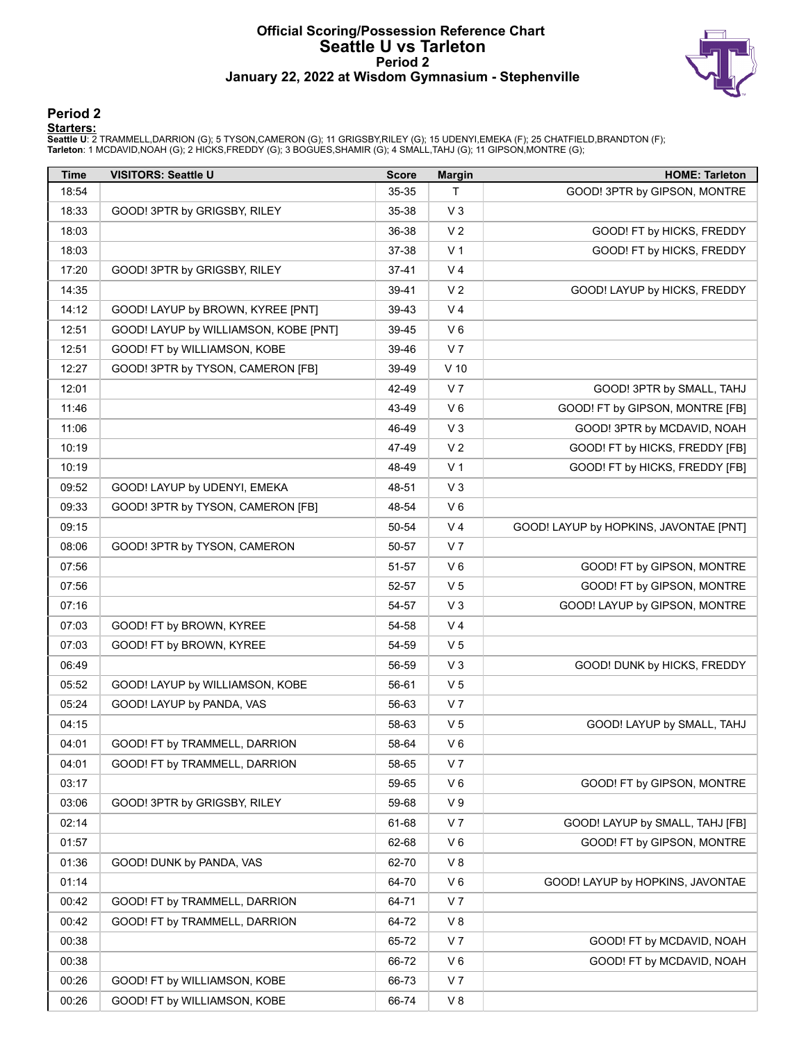# Official Scoring/Possession Reference Chart
## Seattle U vs Tarleton
### Period 2
### January 22, 2022 at Wisdom Gymnasium - Stephenville

## Period 2

**Starters:**

**Seattle U**: 2 TRAMMELL,DARRION (G); 5 TYSON,CAMERON (G); 11 GRIGSBY,RILEY (G); 15 UDENYI,EMEKA (F); 25 CHATFIELD,BRANDTON (F);
**Tarleton**: 1 MCDAVID,NOAH (G); 2 HICKS,FREDDY (G); 3 BOGUES,SHAMIR (G); 4 SMALL,TAHJ (G); 11 GIPSON,MONTRE (G);

| Time | VISITORS: Seattle U | Score | Margin | HOME: Tarleton |
|---|---|---|---|---|
| 18:54 | | 35-35 | T | GOOD! 3PTR by GIPSON, MONTRE |
| 18:33 | GOOD! 3PTR by GRIGSBY, RILEY | 35-38 | V 3 | |
| 18:03 | | 36-38 | V 2 | GOOD! FT by HICKS, FREDDY |
| 18:03 | | 37-38 | V 1 | GOOD! FT by HICKS, FREDDY |
| 17:20 | GOOD! 3PTR by GRIGSBY, RILEY | 37-41 | V 4 | |
| 14:35 | | 39-41 | V 2 | GOOD! LAYUP by HICKS, FREDDY |
| 14:12 | GOOD! LAYUP by BROWN, KYREE [PNT] | 39-43 | V 4 | |
| 12:51 | GOOD! LAYUP by WILLIAMSON, KOBE [PNT] | 39-45 | V 6 | |
| 12:51 | GOOD! FT by WILLIAMSON, KOBE | 39-46 | V 7 | |
| 12:27 | GOOD! 3PTR by TYSON, CAMERON [FB] | 39-49 | V 10 | |
| 12:01 | | 42-49 | V 7 | GOOD! 3PTR by SMALL, TAHJ |
| 11:46 | | 43-49 | V 6 | GOOD! FT by GIPSON, MONTRE [FB] |
| 11:06 | | 46-49 | V 3 | GOOD! 3PTR by MCDAVID, NOAH |
| 10:19 | | 47-49 | V 2 | GOOD! FT by HICKS, FREDDY [FB] |
| 10:19 | | 48-49 | V 1 | GOOD! FT by HICKS, FREDDY [FB] |
| 09:52 | GOOD! LAYUP by UDENYI, EMEKA | 48-51 | V 3 | |
| 09:33 | GOOD! 3PTR by TYSON, CAMERON [FB] | 48-54 | V 6 | |
| 09:15 | | 50-54 | V 4 | GOOD! LAYUP by HOPKINS, JAVONTAE [PNT] |
| 08:06 | GOOD! 3PTR by TYSON, CAMERON | 50-57 | V 7 | |
| 07:56 | | 51-57 | V 6 | GOOD! FT by GIPSON, MONTRE |
| 07:56 | | 52-57 | V 5 | GOOD! FT by GIPSON, MONTRE |
| 07:16 | | 54-57 | V 3 | GOOD! LAYUP by GIPSON, MONTRE |
| 07:03 | GOOD! FT by BROWN, KYREE | 54-58 | V 4 | |
| 07:03 | GOOD! FT by BROWN, KYREE | 54-59 | V 5 | |
| 06:49 | | 56-59 | V 3 | GOOD! DUNK by HICKS, FREDDY |
| 05:52 | GOOD! LAYUP by WILLIAMSON, KOBE | 56-61 | V 5 | |
| 05:24 | GOOD! LAYUP by PANDA, VAS | 56-63 | V 7 | |
| 04:15 | | 58-63 | V 5 | GOOD! LAYUP by SMALL, TAHJ |
| 04:01 | GOOD! FT by TRAMMELL, DARRION | 58-64 | V 6 | |
| 04:01 | GOOD! FT by TRAMMELL, DARRION | 58-65 | V 7 | |
| 03:17 | | 59-65 | V 6 | GOOD! FT by GIPSON, MONTRE |
| 03:06 | GOOD! 3PTR by GRIGSBY, RILEY | 59-68 | V 9 | |
| 02:14 | | 61-68 | V 7 | GOOD! LAYUP by SMALL, TAHJ [FB] |
| 01:57 | | 62-68 | V 6 | GOOD! FT by GIPSON, MONTRE |
| 01:36 | GOOD! DUNK by PANDA, VAS | 62-70 | V 8 | |
| 01:14 | | 64-70 | V 6 | GOOD! LAYUP by HOPKINS, JAVONTAE |
| 00:42 | GOOD! FT by TRAMMELL, DARRION | 64-71 | V 7 | |
| 00:42 | GOOD! FT by TRAMMELL, DARRION | 64-72 | V 8 | |
| 00:38 | | 65-72 | V 7 | GOOD! FT by MCDAVID, NOAH |
| 00:38 | | 66-72 | V 6 | GOOD! FT by MCDAVID, NOAH |
| 00:26 | GOOD! FT by WILLIAMSON, KOBE | 66-73 | V 7 | |
| 00:26 | GOOD! FT by WILLIAMSON, KOBE | 66-74 | V 8 | |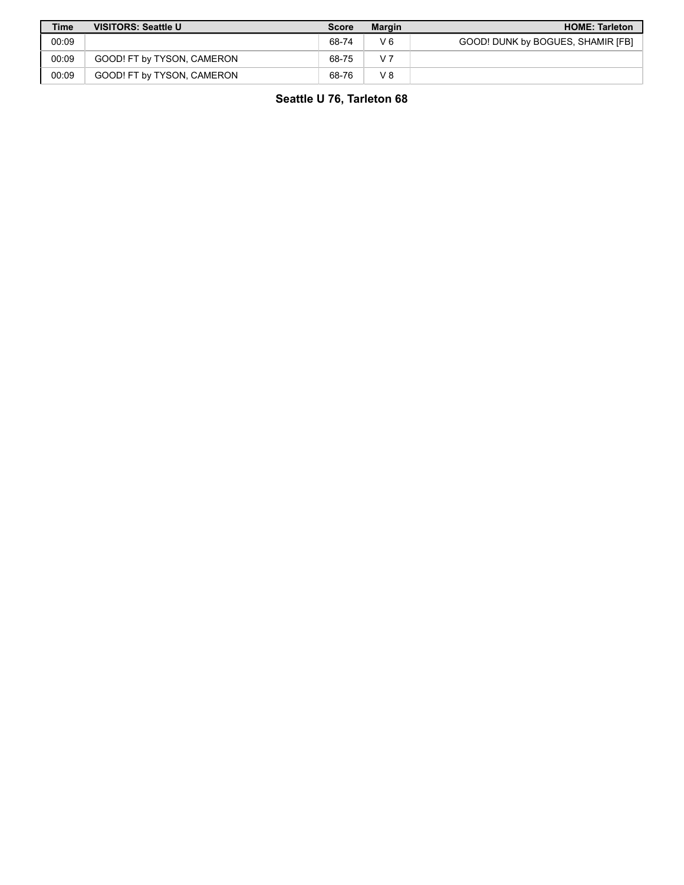| Time | VISITORS: Seattle U | Score | Margin | HOME: Tarleton |
| --- | --- | --- | --- | --- |
| 00:09 | | 68-74 | V 6 | GOOD! DUNK by BOGUES, SHAMIR [FB] |
| 00:09 | GOOD! FT by TYSON, CAMERON | 68-75 | V 7 | |
| 00:09 | GOOD! FT by TYSON, CAMERON | 68-76 | V 8 | |

**Seattle U 76, Tarleton 68**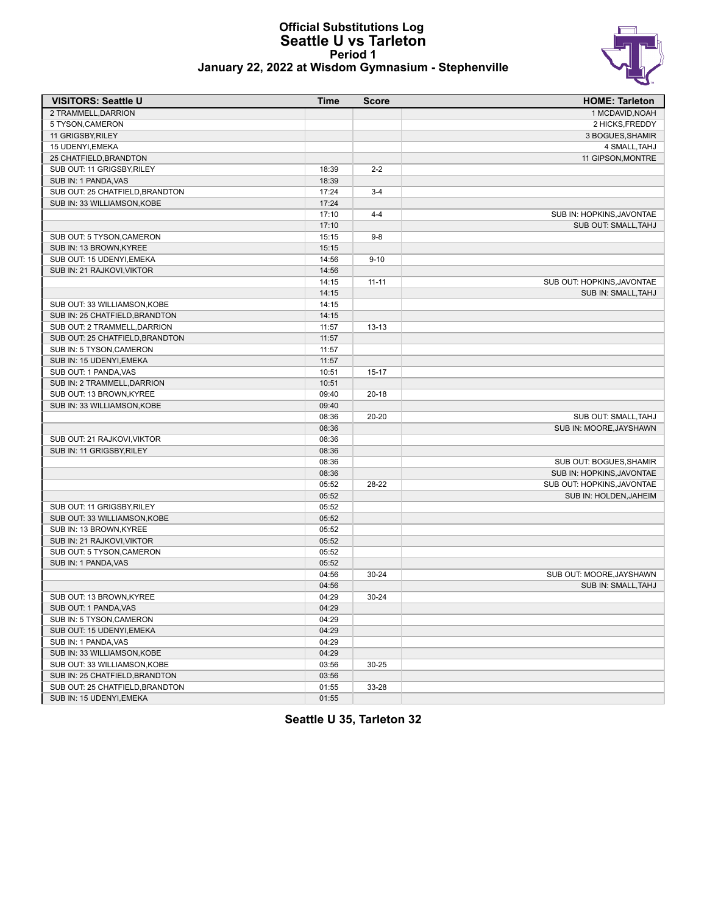# Official Substitutions Log
## Seattle U vs Tarleton
### Period 1
### January 22, 2022 at Wisdom Gymnasium - Stephenville

| VISITORS: Seattle U | Time | Score | HOME: Tarleton |
|---|---|---|---|
| 2 TRAMMELL,DARRION | | | 1 MCDAVID,NOAH |
| 5 TYSON,CAMERON | | | 2 HICKS,FREDDY |
| 11 GRIGSBY,RILEY | | | 3 BOGUES,SHAMIR |
| 15 UDENYI,EMEKA | | | 4 SMALL,TAHJ |
| 25 CHATFIELD,BRANDTON | | | 11 GIPSON,MONTRE |
| SUB OUT: 11 GRIGSBY,RILEY | 18:39 | 2-2 | |
| SUB IN: 1 PANDA,VAS | 18:39 | | |
| SUB OUT: 25 CHATFIELD,BRANDTON | 17:24 | 3-4 | |
| SUB IN: 33 WILLIAMSON,KOBE | 17:24 | | |
| | 17:10 | 4-4 | SUB IN: HOPKINS,JAVONTAE |
| | 17:10 | | SUB OUT: SMALL,TAHJ |
| SUB OUT: 5 TYSON,CAMERON | 15:15 | 9-8 | |
| SUB IN: 13 BROWN,KYREE | 15:15 | | |
| SUB OUT: 15 UDENYI,EMEKA | 14:56 | 9-10 | |
| SUB IN: 21 RAJKOVI,VIKTOR | 14:56 | | |
| | 14:15 | 11-11 | SUB OUT: HOPKINS,JAVONTAE |
| | 14:15 | | SUB IN: SMALL,TAHJ |
| SUB OUT: 33 WILLIAMSON,KOBE | 14:15 | | |
| SUB IN: 25 CHATFIELD,BRANDTON | 14:15 | | |
| SUB OUT: 2 TRAMMELL,DARRION | 11:57 | 13-13 | |
| SUB OUT: 25 CHATFIELD,BRANDTON | 11:57 | | |
| SUB IN: 5 TYSON,CAMERON | 11:57 | | |
| SUB IN: 15 UDENYI,EMEKA | 11:57 | | |
| SUB OUT: 1 PANDA,VAS | 10:51 | 15-17 | |
| SUB IN: 2 TRAMMELL,DARRION | 10:51 | | |
| SUB OUT: 13 BROWN,KYREE | 09:40 | 20-18 | |
| SUB IN: 33 WILLIAMSON,KOBE | 09:40 | | |
| | 08:36 | 20-20 | SUB OUT: SMALL,TAHJ |
| | 08:36 | | SUB IN: MOORE,JAYSHAWN |
| SUB OUT: 21 RAJKOVI,VIKTOR | 08:36 | | |
| SUB IN: 11 GRIGSBY,RILEY | 08:36 | | |
| | 08:36 | | SUB OUT: BOGUES,SHAMIR |
| | 08:36 | | SUB IN: HOPKINS,JAVONTAE |
| | 05:52 | 28-22 | SUB OUT: HOPKINS,JAVONTAE |
| | 05:52 | | SUB IN: HOLDEN,JAHEIM |
| SUB OUT: 11 GRIGSBY,RILEY | 05:52 | | |
| SUB OUT: 33 WILLIAMSON,KOBE | 05:52 | | |
| SUB IN: 13 BROWN,KYREE | 05:52 | | |
| SUB IN: 21 RAJKOVI,VIKTOR | 05:52 | | |
| SUB OUT: 5 TYSON,CAMERON | 05:52 | | |
| SUB IN: 1 PANDA,VAS | 05:52 | | |
| | 04:56 | 30-24 | SUB OUT: MOORE,JAYSHAWN |
| | 04:56 | | SUB IN: SMALL,TAHJ |
| SUB OUT: 13 BROWN,KYREE | 04:29 | 30-24 | |
| SUB OUT: 1 PANDA,VAS | 04:29 | | |
| SUB IN: 5 TYSON,CAMERON | 04:29 | | |
| SUB OUT: 15 UDENYI,EMEKA | 04:29 | | |
| SUB IN: 1 PANDA,VAS | 04:29 | | |
| SUB IN: 33 WILLIAMSON,KOBE | 04:29 | | |
| SUB OUT: 33 WILLIAMSON,KOBE | 03:56 | 30-25 | |
| SUB IN: 25 CHATFIELD,BRANDTON | 03:56 | | |
| SUB OUT: 25 CHATFIELD,BRANDTON | 01:55 | 33-28 | |
| SUB IN: 15 UDENYI,EMEKA | 01:55 | | |

**Seattle U 35, Tarleton 32**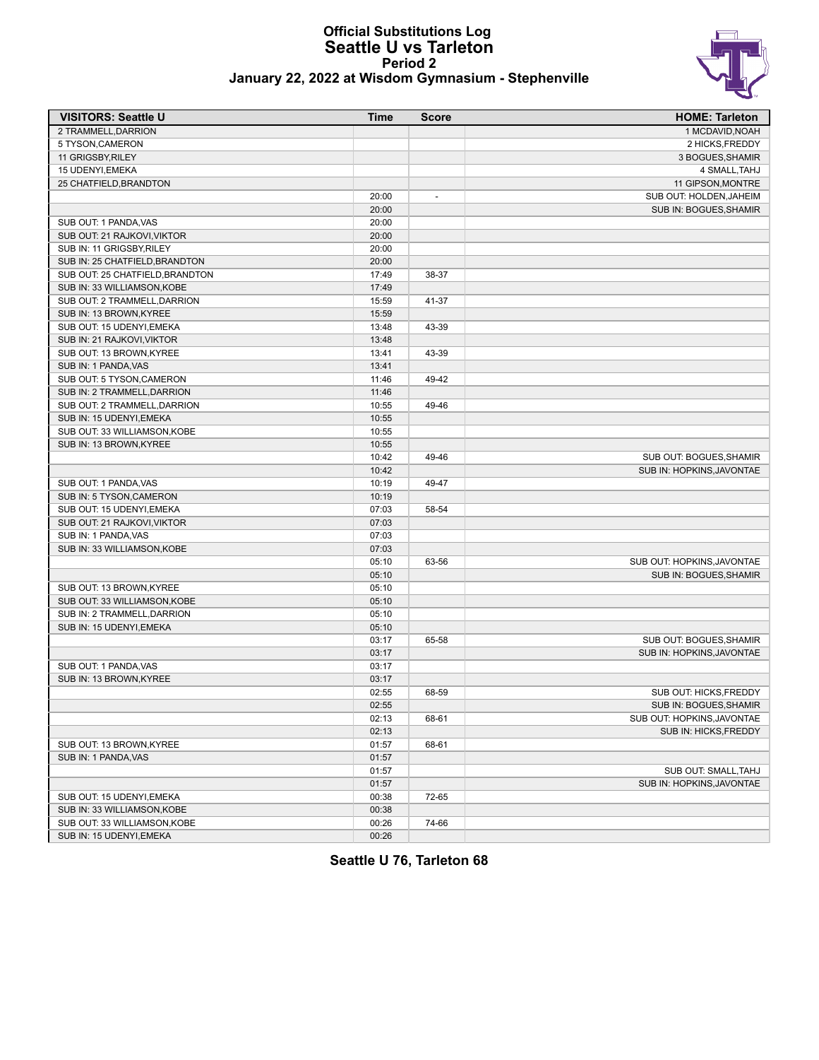# Official Substitutions Log
## Seattle U vs Tarleton
### Period 2
### January 22, 2022 at Wisdom Gymnasium - Stephenville

| VISITORS: Seattle U | Time | Score | HOME: Tarleton |
|---|---|---|---|
| 2 TRAMMELL,DARRION | | | 1 MCDAVID,NOAH |
| 5 TYSON,CAMERON | | | 2 HICKS,FREDDY |
| 11 GRIGSBY,RILEY | | | 3 BOGUES,SHAMIR |
| 15 UDENYI,EMEKA | | | 4 SMALL,TAHJ |
| 25 CHATFIELD,BRANDTON | | | 11 GIPSON,MONTRE |
| | 20:00 | - | SUB OUT: HOLDEN,JAHEIM |
| | 20:00 | | SUB IN: BOGUES,SHAMIR |
| SUB OUT: 1 PANDA,VAS | 20:00 | | |
| SUB OUT: 21 RAJKOVI,VIKTOR | 20:00 | | |
| SUB IN: 11 GRIGSBY,RILEY | 20:00 | | |
| SUB IN: 25 CHATFIELD,BRANDTON | 20:00 | | |
| SUB OUT: 25 CHATFIELD,BRANDTON | 17:49 | 38-37 | |
| SUB IN: 33 WILLIAMSON,KOBE | 17:49 | | |
| SUB OUT: 2 TRAMMELL,DARRION | 15:59 | 41-37 | |
| SUB IN: 13 BROWN,KYREE | 15:59 | | |
| SUB OUT: 15 UDENYI,EMEKA | 13:48 | 43-39 | |
| SUB IN: 21 RAJKOVI,VIKTOR | 13:48 | | |
| SUB OUT: 13 BROWN,KYREE | 13:41 | 43-39 | |
| SUB IN: 1 PANDA,VAS | 13:41 | | |
| SUB OUT: 5 TYSON,CAMERON | 11:46 | 49-42 | |
| SUB IN: 2 TRAMMELL,DARRION | 11:46 | | |
| SUB OUT: 2 TRAMMELL,DARRION | 10:55 | 49-46 | |
| SUB IN: 15 UDENYI,EMEKA | 10:55 | | |
| SUB OUT: 33 WILLIAMSON,KOBE | 10:55 | | |
| SUB IN: 13 BROWN,KYREE | 10:55 | | |
| | 10:42 | 49-46 | SUB OUT: BOGUES,SHAMIR |
| | 10:42 | | SUB IN: HOPKINS,JAVONTAE |
| SUB OUT: 1 PANDA,VAS | 10:19 | 49-47 | |
| SUB IN: 5 TYSON,CAMERON | 10:19 | | |
| SUB OUT: 15 UDENYI,EMEKA | 07:03 | 58-54 | |
| SUB OUT: 21 RAJKOVI,VIKTOR | 07:03 | | |
| SUB IN: 1 PANDA,VAS | 07:03 | | |
| SUB IN: 33 WILLIAMSON,KOBE | 07:03 | | |
| | 05:10 | 63-56 | SUB OUT: HOPKINS,JAVONTAE |
| | 05:10 | | SUB IN: BOGUES,SHAMIR |
| SUB OUT: 13 BROWN,KYREE | 05:10 | | |
| SUB OUT: 33 WILLIAMSON,KOBE | 05:10 | | |
| SUB IN: 2 TRAMMELL,DARRION | 05:10 | | |
| SUB IN: 15 UDENYI,EMEKA | 05:10 | | |
| | 03:17 | 65-58 | SUB OUT: BOGUES,SHAMIR |
| | 03:17 | | SUB IN: HOPKINS,JAVONTAE |
| SUB OUT: 1 PANDA,VAS | 03:17 | | |
| SUB IN: 13 BROWN,KYREE | 03:17 | | |
| | 02:55 | 68-59 | SUB OUT: HICKS,FREDDY |
| | 02:55 | | SUB IN: BOGUES,SHAMIR |
| | 02:13 | 68-61 | SUB OUT: HOPKINS,JAVONTAE |
| | 02:13 | | SUB IN: HICKS,FREDDY |
| SUB OUT: 13 BROWN,KYREE | 01:57 | 68-61 | |
| SUB IN: 1 PANDA,VAS | 01:57 | | |
| | 01:57 | | SUB OUT: SMALL,TAHJ |
| | 01:57 | | SUB IN: HOPKINS,JAVONTAE |
| SUB OUT: 15 UDENYI,EMEKA | 00:38 | 72-65 | |
| SUB IN: 33 WILLIAMSON,KOBE | 00:38 | | |
| SUB OUT: 33 WILLIAMSON,KOBE | 00:26 | 74-66 | |
| SUB IN: 15 UDENYI,EMEKA | 00:26 | | |

**Seattle U 76, Tarleton 68**